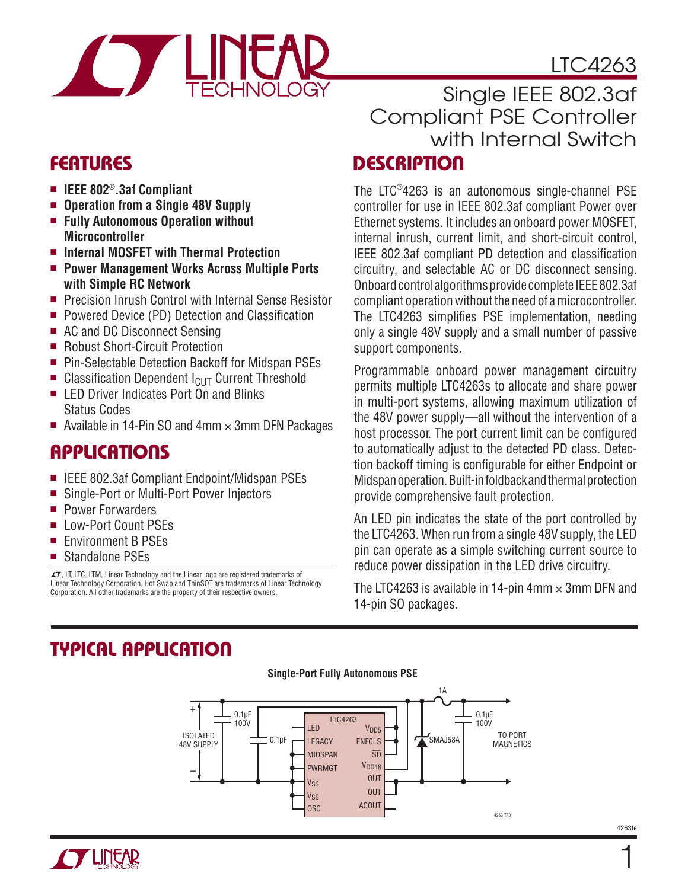# LTC4263

## Single IEEE 802.3af Compliant PSE Controller with Internal Switch

## FEATURES

- **IEEE 802®.3af Compliant**
- **Operation from a Single 48V Supply**
- **Fully Autonomous Operation without Microcontroller**
- **Internal MOSFET with Thermal Protection**
- **Power Management Works Across Multiple Ports with Simple RC Network**
- Precision Inrush Control with Internal Sense Resistor
- Powered Device (PD) Detection and Classification
- AC and DC Disconnect Sensing
- Robust Short-Circuit Protection
- Pin-Selectable Detection Backoff for Midspan PSEs
- Classification Dependent $I_{CUT}$ Current Threshold
- LED Driver Indicates Port On and Blinks Status Codes
- Available in 14-Pin SO and 4mm × 3mm DFN Packages

## APPLICATIONS

- IEEE 802.3af Compliant Endpoint/Midspan PSEs
- Single-Port or Multi-Port Power Injectors
- Power Forwarders
- Low-Port Count PSEs
- Environment B PSEs
- Standalone PSEs

LT, LTC, LTM, Linear Technology and the Linear logo are registered trademarks of Linear Technology Corporation. Hot Swap and ThinSOT are trademarks of Linear Technology Corporation. All other trademarks are the property of their respective owners.

## DESCRIPTION

The LTC®4263 is an autonomous single-channel PSE controller for use in IEEE 802.3af compliant Power over Ethernet systems. It includes an onboard power MOSFET, internal inrush, current limit, and short-circuit control, IEEE 802.3af compliant PD detection and classification circuitry, and selectable AC or DC disconnect sensing. Onboard control algorithms provide complete IEEE 802.3af compliant operation without the need of a microcontroller. The LTC4263 simplifies PSE implementation, needing only a single 48V supply and a small number of passive support components.

Programmable onboard power management circuitry permits multiple LTC4263s to allocate and share power in multi-port systems, allowing maximum utilization of the 48V power supply—all without the intervention of a host processor. The port current limit can be configured to automatically adjust to the detected PD class. Detection backoff timing is configurable for either Endpoint or Midspan operation. Built-in foldback and thermal protection provide comprehensive fault protection.

An LED pin indicates the state of the port controlled by the LTC4263. When run from a single 48V supply, the LED pin can operate as a simple switching current source to reduce power dissipation in the LED drive circuitry.

The LTC4263 is available in 14-pin 4mm × 3mm DFN and 14-pin SO packages.

## TYPICAL APPLICATION

**Single-Port Fully Autonomous PSE**

ISOLATED 48V SUPPLY; 0.1µF 100V; 0.1µF; LTC4263 (LED, LEGACY, MIDSPAN, PWRMGT, $V_{SS}$, $V_{SS}$, OSC, $V_{DD5}$, ENFCLS, $\overline{SD}$, $V_{DD48}$, OUT, OUT, ACOUT); 1A; SMAJ58A; 0.1µF 100V; TO PORT MAGNETICS

4263 TA01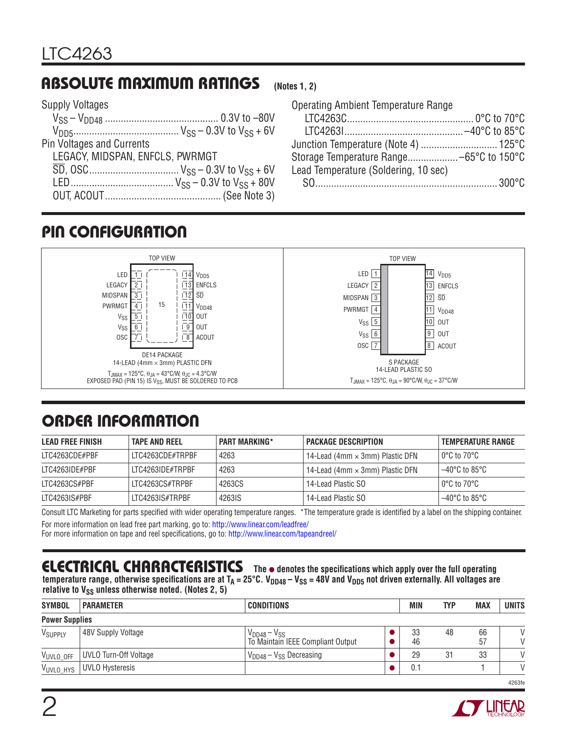## ABSOLUTE MAXIMUM RATINGS (Notes 1, 2)

Supply Voltages

- $V_{SS} – V_{DD48}$ .......................................... 0.3V to –80V
- $V_{DD5}$ ...................................... $V_{SS}$ – 0.3V to $V_{SS}$ + 6V

Pin Voltages and Currents

- LEGACY, MIDSPAN, ENFCLS, PWRMGT
- $\overline{SD}$, OSC ................................ $V_{SS}$ – 0.3V to $V_{SS}$ + 6V
- LED ...................................... $V_{SS}$ – 0.3V to $V_{SS}$ + 80V
- OUT, ACOUT .......................................... (See Note 3)

Operating Ambient Temperature Range

- LTC4263C ............................................. 0°C to 70°C
- LTC4263I .......................................... –40°C to 85°C

Junction Temperature (Note 4) ............................. 125°C

Storage Temperature Range ................... –65°C to 150°C

Lead Temperature (Soldering, 10 sec)

- SO ................................................................... 300°C

## PIN CONFIGURATION

TOP VIEW

| Pin | Name | Pin | Name |
|---|---|---|---|
| 1 | LED | 14 | $V_{DD5}$ |
| 2 | LEGACY | 13 | ENFCLS |
| 3 | MIDSPAN | 12 | $\overline{SD}$ |
| 4 | PWRMGT | 11 | $V_{DD48}$ |
| 5 | $V_{SS}$ | 10 | OUT |
| 6 | $V_{SS}$ | 9 | OUT |
| 7 | OSC | 8 | ACOUT |

DE14 PACKAGE
14-LEAD (4mm × 3mm) PLASTIC DFN
$T_{JMAX}$ = 125°C, $\theta_{JA}$ = 43°C/W, $\theta_{JC}$ = 4.3°C/W
EXPOSED PAD (PIN 15) IS $V_{SS}$, MUST BE SOLDERED TO PCB

TOP VIEW

| Pin | Name | Pin | Name |
|---|---|---|---|
| 1 | LED | 14 | $V_{DD5}$ |
| 2 | LEGACY | 13 | ENFCLS |
| 3 | MIDSPAN | 12 | $\overline{SD}$ |
| 4 | PWRMGT | 11 | $V_{DD48}$ |
| 5 | $V_{SS}$ | 10 | OUT |
| 6 | $V_{SS}$ | 9 | OUT |
| 7 | OSC | 8 | ACOUT |

S PACKAGE
14-LEAD PLASTIC SO
$T_{JMAX}$ = 125°C, $\theta_{JA}$ = 90°C/W, $\theta_{JC}$ = 37°C/W

## ORDER INFORMATION

| LEAD FREE FINISH | TAPE AND REEL | PART MARKING* | PACKAGE DESCRIPTION | TEMPERATURE RANGE |
|---|---|---|---|---|
| LTC4263CDE#PBF | LTC4263CDE#TRPBF | 4263 | 14-Lead (4mm × 3mm) Plastic DFN | 0°C to 70°C |
| LTC4263IDE#PBF | LTC4263IDE#TRPBF | 4263 | 14-Lead (4mm × 3mm) Plastic DFN | –40°C to 85°C |
| LTC4263CS#PBF | LTC4263CS#TRPBF | 4263CS | 14-Lead Plastic SO | 0°C to 70°C |
| LTC4263IS#PBF | LTC4263IS#TRPBF | 4263IS | 14-Lead Plastic SO | –40°C to 85°C |

Consult LTC Marketing for parts specified with wider operating temperature ranges. *The temperature grade is identified by a label on the shipping container.

For more information on lead free part marking, go to: http://www.linear.com/leadfree/

For more information on tape and reel specifications, go to: http://www.linear.com/tapeandreel/

## ELECTRICAL CHARACTERISTICS

**The ● denotes the specifications which apply over the full operating temperature range, otherwise specifications are at $T_A$ = 25°C. $V_{DD48} – V_{SS}$ = 48V and $V_{DD5}$ not driven externally. All voltages are relative to $V_{SS}$ unless otherwise noted. (Notes 2, 5)**

| SYMBOL | PARAMETER | CONDITIONS | | MIN | TYP | MAX | UNITS |
|---|---|---|---|---|---|---|---|
| **Power Supplies** | | | | | | | |
| $V_{SUPPLY}$ | 48V Supply Voltage | $V_{DD48} – V_{SS}$<br>To Maintain IEEE Compliant Output | ●<br>● | 33<br>46 | 48 | 66<br>57 | V<br>V |
| $V_{UVLO\_OFF}$ | UVLO Turn-Off Voltage | $V_{DD48} – V_{SS}$ Decreasing | ● | 29 | 31 | 33 | V |
| $V_{UVLO\_HYS}$ | UVLO Hysteresis | | ● | 0.1 | | 1 | V |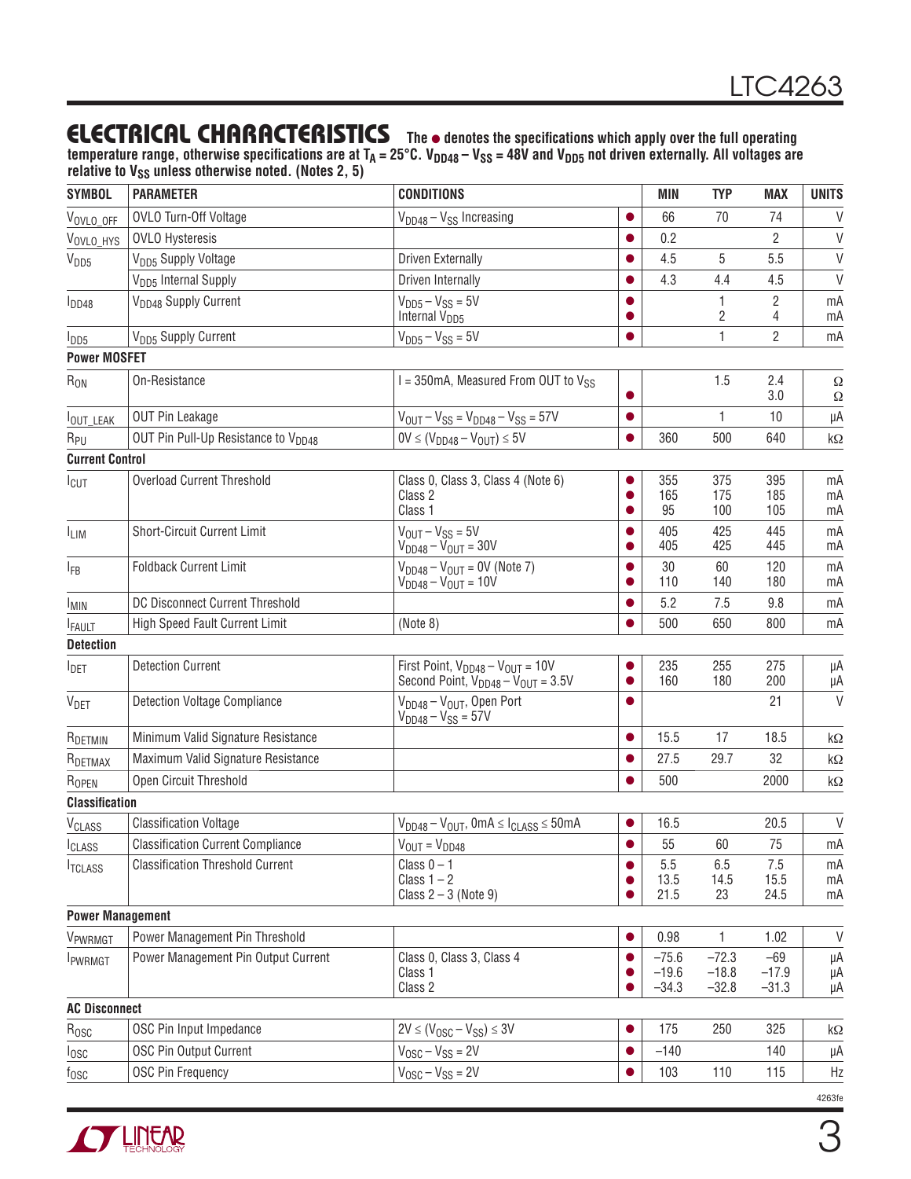## ELECTRICAL CHARACTERISTICS

**The ● denotes the specifications which apply over the full operating temperature range, otherwise specifications are at $T_A$ = 25°C. $V_{DD48} – V_{SS}$ = 48V and $V_{DD5}$ not driven externally. All voltages are relative to $V_{SS}$ unless otherwise noted. (Notes 2, 5)**

| SYMBOL | PARAMETER | CONDITIONS | | MIN | TYP | MAX | UNITS |
|---|---|---|---|---|---|---|---|
| $V_{OVLO\_OFF}$ | OVLO Turn-Off Voltage | $V_{DD48} – V_{SS}$ Increasing | ● | 66 | 70 | 74 | V |
| $V_{OVLO\_HYS}$ | OVLO Hysteresis | | ● | 0.2 | | 2 | V |
| $V_{DD5}$ | $V_{DD5}$ Supply Voltage | Driven Externally | ● | 4.5 | 5 | 5.5 | V |
| | $V_{DD5}$ Internal Supply | Driven Internally | ● | 4.3 | 4.4 | 4.5 | V |
| $I_{DD48}$ | $V_{DD48}$ Supply Current | $V_{DD5} – V_{SS}$ = 5V<br>Internal $V_{DD5}$ | ●<br>● | | 1<br>2 | 2<br>4 | mA<br>mA |
| $I_{DD5}$ | $V_{DD5}$ Supply Current | $V_{DD5} – V_{SS}$ = 5V | ● | | 1 | 2 | mA |
| **Power MOSFET** | | | | | | | |
| $R_{ON}$ | On-Resistance | I = 350mA, Measured From OUT to $V_{SS}$ | <br>● | | 1.5 | 2.4<br>3.0 | Ω<br>Ω |
| $I_{OUT\_LEAK}$ | OUT Pin Leakage | $V_{OUT} – V_{SS} = V_{DD48} – V_{SS}$ = 57V | ● | | 1 | 10 | μA |
| $R_{PU}$ | OUT Pin Pull-Up Resistance to $V_{DD48}$ | 0V ≤ ($V_{DD48} – V_{OUT}$) ≤ 5V | ● | 360 | 500 | 640 | kΩ |
| **Current Control** | | | | | | | |
| $I_{CUT}$ | Overload Current Threshold | Class 0, Class 3, Class 4 (Note 6)<br>Class 2<br>Class 1 | ●<br>●<br>● | 355<br>165<br>95 | 375<br>175<br>100 | 395<br>185<br>105 | mA<br>mA<br>mA |
| $I_{LIM}$ | Short-Circuit Current Limit | $V_{OUT} – V_{SS}$ = 5V<br>$V_{DD48} – V_{OUT}$ = 30V | ●<br>● | 405<br>405 | 425<br>425 | 445<br>445 | mA<br>mA |
| $I_{FB}$ | Foldback Current Limit | $V_{DD48} – V_{OUT}$ = 0V (Note 7)<br>$V_{DD48} – V_{OUT}$ = 10V | ●<br>● | 30<br>110 | 60<br>140 | 120<br>180 | mA<br>mA |
| $I_{MIN}$ | DC Disconnect Current Threshold | | ● | 5.2 | 7.5 | 9.8 | mA |
| $I_{FAULT}$ | High Speed Fault Current Limit | (Note 8) | ● | 500 | 650 | 800 | mA |
| **Detection** | | | | | | | |
| $I_{DET}$ | Detection Current | First Point, $V_{DD48} – V_{OUT}$ = 10V<br>Second Point, $V_{DD48} – V_{OUT}$ = 3.5V | ●<br>● | 235<br>160 | 255<br>180 | 275<br>200 | μA<br>μA |
| $V_{DET}$ | Detection Voltage Compliance | $V_{DD48} – V_{OUT}$, Open Port<br>$V_{DD48} – V_{SS}$ = 57V | ● | | | 21 | V |
| $R_{DETMIN}$ | Minimum Valid Signature Resistance | | ● | 15.5 | 17 | 18.5 | kΩ |
| $R_{DETMAX}$ | Maximum Valid Signature Resistance | | ● | 27.5 | 29.7 | 32 | kΩ |
| $R_{OPEN}$ | Open Circuit Threshold | | ● | 500 | | 2000 | kΩ |
| **Classification** | | | | | | | |
| $V_{CLASS}$ | Classification Voltage | $V_{DD48} – V_{OUT}$, 0mA ≤ $I_{CLASS}$ ≤ 50mA | ● | 16.5 | | 20.5 | V |
| $I_{CLASS}$ | Classification Current Compliance | $V_{OUT} = V_{DD48}$ | ● | 55 | 60 | 75 | mA |
| $I_{TCLASS}$ | Classification Threshold Current | Class 0 – 1<br>Class 1 – 2<br>Class 2 – 3 (Note 9) | ●<br>●<br>● | 5.5<br>13.5<br>21.5 | 6.5<br>14.5<br>23 | 7.5<br>15.5<br>24.5 | mA<br>mA<br>mA |
| **Power Management** | | | | | | | |
| $V_{PWRMGT}$ | Power Management Pin Threshold | | ● | 0.98 | 1 | 1.02 | V |
| $I_{PWRMGT}$ | Power Management Pin Output Current | Class 0, Class 3, Class 4<br>Class 1<br>Class 2 | ●<br>●<br>● | –75.6<br>–19.6<br>–34.3 | –72.3<br>–18.8<br>–32.8 | –69<br>–17.9<br>–31.3 | μA<br>μA<br>μA |
| **AC Disconnect** | | | | | | | |
| $R_{OSC}$ | OSC Pin Input Impedance | 2V ≤ ($V_{OSC} – V_{SS}$) ≤ 3V | ● | 175 | 250 | 325 | kΩ |
| $I_{OSC}$ | OSC Pin Output Current | $V_{OSC} – V_{SS}$ = 2V | ● | –140 | | 140 | μA |
| $f_{OSC}$ | OSC Pin Frequency | $V_{OSC} – V_{SS}$ = 2V | ● | 103 | 110 | 115 | Hz |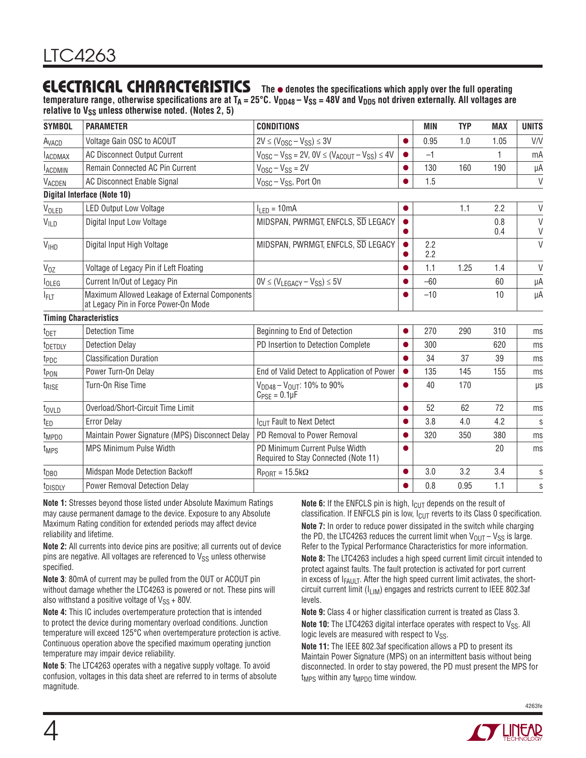## ELECTRICAL CHARACTERISTICS

**The ● denotes the specifications which apply over the full operating temperature range, otherwise specifications are at $T_A = 25°C$. $V_{DD48} – V_{SS} = 48V$ and $V_{DD5}$ not driven externally. All voltages are relative to $V_{SS}$ unless otherwise noted. (Notes 2, 5)**

| SYMBOL | PARAMETER | CONDITIONS | | MIN | TYP | MAX | UNITS |
|---|---|---|---|---|---|---|---|
| $A_{VACD}$ | Voltage Gain OSC to ACOUT | $2V \le (V_{OSC} – V_{SS}) \le 3V$ | ● | 0.95 | 1.0 | 1.05 | V/V |
| $I_{ACDMAX}$ | AC Disconnect Output Current | $V_{OSC} – V_{SS} = 2V$, $0V \le (V_{ACOUT} – V_{SS}) \le 4V$ | ● | –1 | | 1 | mA |
| $I_{ACDMIN}$ | Remain Connected AC Pin Current | $V_{OSC} – V_{SS} = 2V$ | ● | 130 | 160 | 190 | µA |
| $V_{ACDEN}$ | AC Disconnect Enable Signal | $V_{OSC} – V_{SS}$, Port On | ● | 1.5 | | | V |
| **Digital Interface (Note 10)** | | | | | | | |
| $V_{OLED}$ | LED Output Low Voltage | $I_{LED} = 10mA$ | ● | | 1.1 | 2.2 | V |
| $V_{ILD}$ | Digital Input Low Voltage | MIDSPAN, PWRMGT, ENFCLS, $\overline{SD}$ LEGACY | ● ● | | | 0.8 0.4 | V V |
| $V_{IHD}$ | Digital Input High Voltage | MIDSPAN, PWRMGT, ENFCLS, $\overline{SD}$ LEGACY | ● ● | 2.2 2.2 | | | V |
| $V_{OZ}$ | Voltage of Legacy Pin if Left Floating | | ● | 1.1 | 1.25 | 1.4 | V |
| $I_{OLEG}$ | Current In/Out of Legacy Pin | $0V \le (V_{LEGACY} – V_{SS}) \le 5V$ | ● | –60 | | 60 | µA |
| $I_{FLT}$ | Maximum Allowed Leakage of External Components at Legacy Pin in Force Power-On Mode | | ● | –10 | | 10 | µA |
| **Timing Characteristics** | | | | | | | |
| $t_{DET}$ | Detection Time | Beginning to End of Detection | ● | 270 | 290 | 310 | ms |
| $t_{DETDLY}$ | Detection Delay | PD Insertion to Detection Complete | ● | 300 | | 620 | ms |
| $t_{PDC}$ | Classification Duration | | ● | 34 | 37 | 39 | ms |
| $t_{PON}$ | Power Turn-On Delay | End of Valid Detect to Application of Power | ● | 135 | 145 | 155 | ms |
| $t_{RISE}$ | Turn-On Rise Time | $V_{DD48} – V_{OUT}$: 10% to 90% $C_{PSE} = 0.1µF$ | ● | 40 | 170 | | µs |
| $t_{OVLD}$ | Overload/Short-Circuit Time Limit | | ● | 52 | 62 | 72 | ms |
| $t_{ED}$ | Error Delay | $I_{CUT}$ Fault to Next Detect | ● | 3.8 | 4.0 | 4.2 | s |
| $t_{MPDO}$ | Maintain Power Signature (MPS) Disconnect Delay | PD Removal to Power Removal | ● | 320 | 350 | 380 | ms |
| $t_{MPS}$ | MPS Minimum Pulse Width | PD Minimum Current Pulse Width Required to Stay Connected (Note 11) | ● | | | 20 | ms |
| $t_{DBO}$ | Midspan Mode Detection Backoff | $R_{PORT} = 15.5kΩ$ | ● | 3.0 | 3.2 | 3.4 | s |
| $t_{DISDLY}$ | Power Removal Detection Delay | | ● | 0.8 | 0.95 | 1.1 | s |

**Note 1:** Stresses beyond those listed under Absolute Maximum Ratings may cause permanent damage to the device. Exposure to any Absolute Maximum Rating condition for extended periods may affect device reliability and lifetime.

**Note 2:** All currents into device pins are positive; all currents out of device pins are negative. All voltages are referenced to $V_{SS}$ unless otherwise specified.

**Note 3**: 80mA of current may be pulled from the OUT or ACOUT pin without damage whether the LTC4263 is powered or not. These pins will also withstand a positive voltage of $V_{SS}$ + 80V.

**Note 4:** This IC includes overtemperature protection that is intended to protect the device during momentary overload conditions. Junction temperature will exceed 125°C when overtemperature protection is active. Continuous operation above the specified maximum operating junction temperature may impair device reliability.

**Note 5**: The LTC4263 operates with a negative supply voltage. To avoid confusion, voltages in this data sheet are referred to in terms of absolute magnitude.

**Note 6:** If the ENFCLS pin is high, $I_{CUT}$ depends on the result of classification. If ENFCLS pin is low, $I_{CUT}$ reverts to its Class 0 specification.

**Note 7:** In order to reduce power dissipated in the switch while charging the PD, the LTC4263 reduces the current limit when $V_{OUT} – V_{SS}$ is large. Refer to the Typical Performance Characteristics for more information.

**Note 8:** The LTC4263 includes a high speed current limit circuit intended to protect against faults. The fault protection is activated for port current in excess of $I_{FAULT}$. After the high speed current limit activates, the short-circuit current limit ($I_{LIM}$) engages and restricts current to IEEE 802.3af levels.

**Note 9:** Class 4 or higher classification current is treated as Class 3.

**Note 10:** The LTC4263 digital interface operates with respect to $V_{SS}$. All logic levels are measured with respect to $V_{SS}$.

**Note 11:** The IEEE 802.3af specification allows a PD to present its Maintain Power Signature (MPS) on an intermittent basis without being disconnected. In order to stay powered, the PD must present the MPS for $t_{MPS}$ within any $t_{MPDO}$ time window.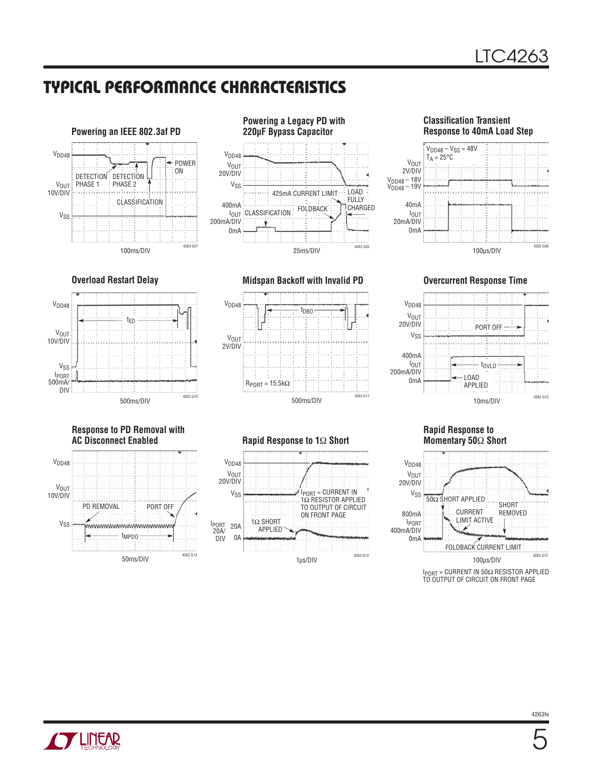## TYPICAL PERFORMANCE CHARACTERISTICS

**Powering an IEEE 802.3af PD**

$V_{DD48}$

$V_{OUT}$ 10V/DIV

$V_{SS}$

DETECTION PHASE 1

DETECTION PHASE 2

CLASSIFICATION

POWER ON

100ms/DIV

4263 G01

**Powering a Legacy PD with 220µF Bypass Capacitor**

$V_{DD48}$

$V_{OUT}$ 20V/DIV

$V_{SS}$

400mA

$I_{OUT}$ 200mA/DIV

0mA

425mA CURRENT LIMIT

LOAD FULLY CHARGED

CLASSIFICATION

FOLDBACK

25ms/DIV

4263 G02

**Classification Transient Response to 40mA Load Step**

$V_{DD48} - V_{SS} = 48V$

$T_A = 25°C$

$V_{OUT}$ 2V/DIV

$V_{DD48} - 18V$

$V_{DD48} - 19V$

40mA

$I_{OUT}$ 20mA/DIV

0mA

100µs/DIV

4263 G06

**Overload Restart Delay**

$V_{DD48}$

$t_{ED}$

$V_{OUT}$ 10V/DIV

$V_{SS}$

$I_{PORT}$ 500mA/DIV

500ms/DIV

4263 G10

**Midspan Backoff with Invalid PD**

$V_{DD48}$

$t_{DBO}$

$V_{OUT}$ 2V/DIV

$R_{PORT} = 15.5k\Omega$

500ms/DIV

4263 G11

**Overcurrent Response Time**

$V_{DD48}$

$V_{OUT}$ 20V/DIV

$V_{SS}$

PORT OFF

400mA

$I_{OUT}$ 200mA/DIV

0mA

$t_{OVLD}$

LOAD APPLIED

10ms/DIV

4263 G12

**Response to PD Removal with AC Disconnect Enabled**

$V_{DD48}$

$V_{OUT}$ 10V/DIV

$V_{SS}$

PD REMOVAL

PORT OFF

$t_{MPDO}$

50ms/DIV

4263 G13

**Rapid Response to 1Ω Short**

$V_{DD48}$

$V_{OUT}$ 20V/DIV

$V_{SS}$

$I_{PORT}$ = CURRENT IN 1Ω RESISTOR APPLIED TO OUTPUT OF CIRCUIT ON FRONT PAGE

$I_{PORT}$ 20A/DIV

20A

0A

1Ω SHORT APPLIED

1µs/DIV

4263 G14

**Rapid Response to Momentary 50Ω Short**

$V_{DD48}$

$V_{OUT}$ 20V/DIV

$V_{SS}$

50Ω SHORT APPLIED

SHORT REMOVED

800mA

$I_{PORT}$ 400mA/DIV

0mA

CURRENT LIMIT ACTIVE

FOLDBACK CURRENT LIMIT

100µs/DIV

4263 G15

$I_{PORT}$ = CURRENT IN 50Ω RESISTOR APPLIED TO OUTPUT OF CIRCUIT ON FRONT PAGE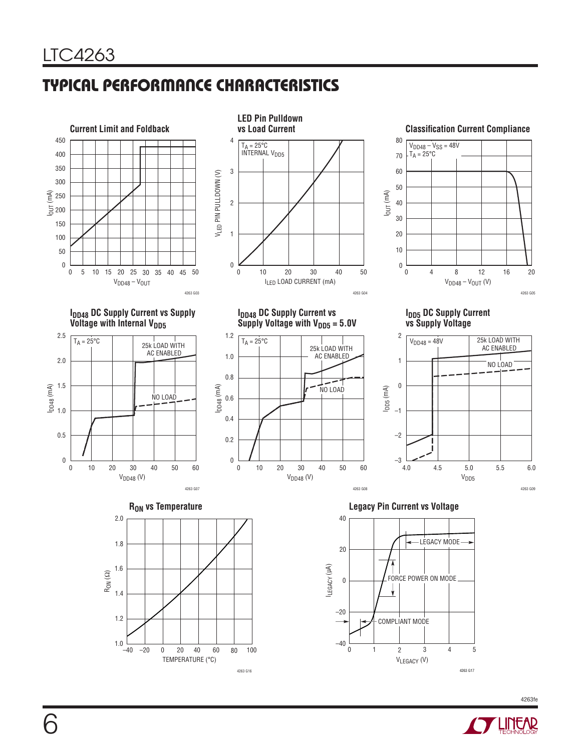## TYPICAL PERFORMANCE CHARACTERISTICS

**Current Limit and Foldback**

$I_{OUT}$ (mA) vs $V_{DD48} - V_{OUT}$

4263 G03

**LED Pin Pulldown vs Load Current**

$T_A = 25°C$
INTERNAL $V_{DD5}$

$V_{LED}$ PIN PULLDOWN (V) vs $I_{LED}$ LOAD CURRENT (mA)

4263 G04

**Classification Current Compliance**

$V_{DD48} - V_{SS} = 48V$
$T_A = 25°C$

$I_{OUT}$ (mA) vs $V_{DD48} - V_{OUT}$ (V)

4263 G05

**$I_{DD48}$ DC Supply Current vs Supply Voltage with Internal $V_{DD5}$**

$T_A = 25°C$
25k LOAD WITH AC ENABLED
NO LOAD

$I_{DD48}$ (mA) vs $V_{DD48}$ (V)

4263 G07

**$I_{DD48}$ DC Supply Current vs Supply Voltage with $V_{DD5}$ = 5.0V**

$T_A = 25°C$
25k LOAD WITH AC ENABLED
NO LOAD

$I_{DD48}$ (mA) vs $V_{DD48}$ (V)

4263 G08

**$I_{DD5}$ DC Supply Current vs Supply Voltage**

$V_{DD48} = 48V$
25k LOAD WITH AC ENABLED
NO LOAD

$I_{DD5}$ (mA) vs $V_{DD5}$

4263 G09

**$R_{ON}$ vs Temperature**

$R_{ON}$ (Ω) vs TEMPERATURE (°C)

4263 G16

**Legacy Pin Current vs Voltage**

LEGACY MODE
FORCE POWER ON MODE
COMPLIANT MODE

$I_{LEGACY}$ (µA) vs $V_{LEGACY}$ (V)

4263 G17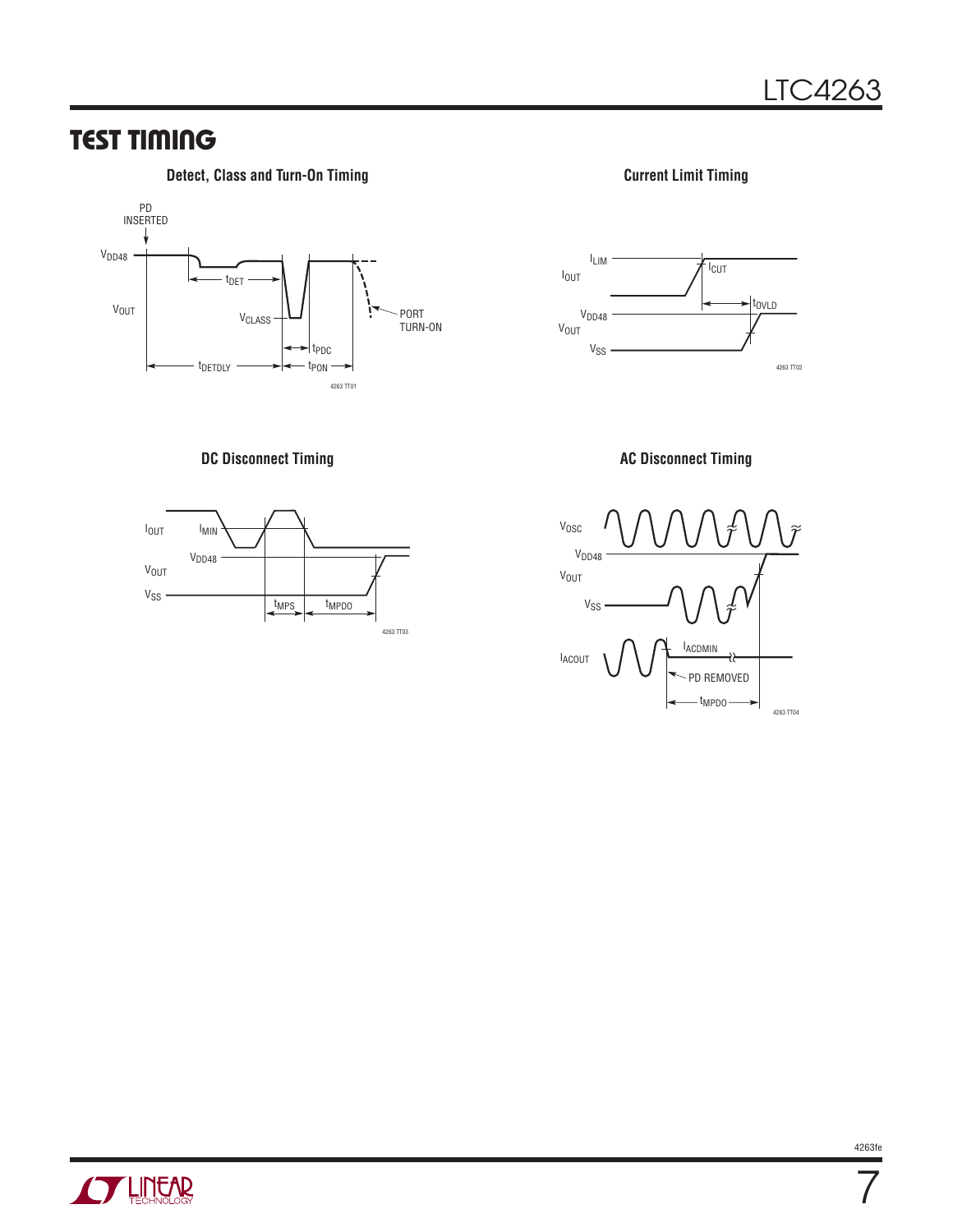## TEST TIMING

**Detect, Class and Turn-On Timing**

PD INSERTED

$V_{DD48}$

$V_{OUT}$

$t_{DET}$

$V_{CLASS}$

PORT TURN-ON

$t_{PDC}$

$t_{DETDLY}$

$t_{PON}$

4263 TT01

**Current Limit Timing**

$I_{LIM}$

$I_{OUT}$

$I_{CUT}$

$t_{OVLD}$

$V_{DD48}$

$V_{OUT}$

$V_{SS}$

4263 TT02

**DC Disconnect Timing**

$I_{OUT}$

$I_{MIN}$

$V_{DD48}$

$V_{OUT}$

$V_{SS}$

$t_{MPS}$

$t_{MPDO}$

4263 TT03

**AC Disconnect Timing**

$V_{OSC}$

$V_{DD48}$

$V_{OUT}$

$V_{SS}$

$I_{ACDMIN}$

$I_{ACOUT}$

PD REMOVED

$t_{MPDO}$

4263 TT04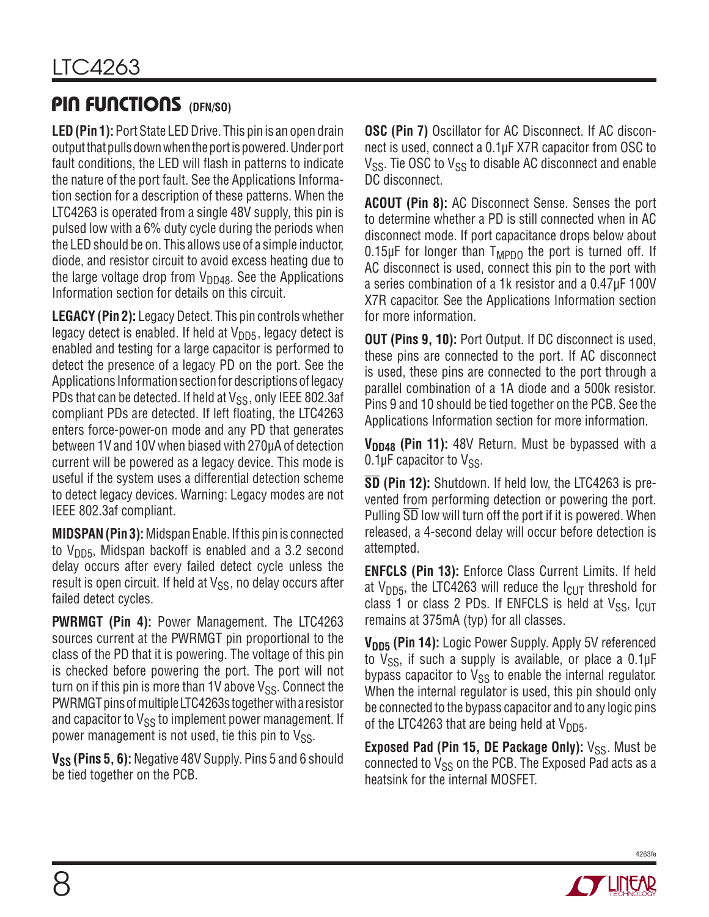## PIN FUNCTIONS (DFN/SO)

**LED (Pin 1):** Port State LED Drive. This pin is an open drain output that pulls down when the port is powered. Under port fault conditions, the LED will flash in patterns to indicate the nature of the port fault. See the Applications Information section for a description of these patterns. When the LTC4263 is operated from a single 48V supply, this pin is pulsed low with a 6% duty cycle during the periods when the LED should be on. This allows use of a simple inductor, diode, and resistor circuit to avoid excess heating due to the large voltage drop from $V_{DD48}$. See the Applications Information section for details on this circuit.

**LEGACY (Pin 2):** Legacy Detect. This pin controls whether legacy detect is enabled. If held at $V_{DD5}$, legacy detect is enabled and testing for a large capacitor is performed to detect the presence of a legacy PD on the port. See the Applications Information section for descriptions of legacy PDs that can be detected. If held at $V_{SS}$, only IEEE 802.3af compliant PDs are detected. If left floating, the LTC4263 enters force-power-on mode and any PD that generates between 1V and 10V when biased with 270µA of detection current will be powered as a legacy device. This mode is useful if the system uses a differential detection scheme to detect legacy devices. Warning: Legacy modes are not IEEE 802.3af compliant.

**MIDSPAN (Pin 3):** Midspan Enable. If this pin is connected to $V_{DD5}$, Midspan backoff is enabled and a 3.2 second delay occurs after every failed detect cycle unless the result is open circuit. If held at $V_{SS}$, no delay occurs after failed detect cycles.

**PWRMGT (Pin 4):** Power Management. The LTC4263 sources current at the PWRMGT pin proportional to the class of the PD that it is powering. The voltage of this pin is checked before powering the port. The port will not turn on if this pin is more than 1V above $V_{SS}$. Connect the PWRMGT pins of multiple LTC4263s together with a resistor and capacitor to $V_{SS}$ to implement power management. If power management is not used, tie this pin to $V_{SS}$.

**$V_{SS}$ (Pins 5, 6):** Negative 48V Supply. Pins 5 and 6 should be tied together on the PCB.

**OSC (Pin 7)** Oscillator for AC Disconnect. If AC disconnect is used, connect a 0.1µF X7R capacitor from OSC to $V_{SS}$. Tie OSC to $V_{SS}$ to disable AC disconnect and enable DC disconnect.

**ACOUT (Pin 8):** AC Disconnect Sense. Senses the port to determine whether a PD is still connected when in AC disconnect mode. If port capacitance drops below about 0.15µF for longer than $T_{MPDO}$ the port is turned off. If AC disconnect is used, connect this pin to the port with a series combination of a 1k resistor and a 0.47µF 100V X7R capacitor. See the Applications Information section for more information.

**OUT (Pins 9, 10):** Port Output. If DC disconnect is used, these pins are connected to the port. If AC disconnect is used, these pins are connected to the port through a parallel combination of a 1A diode and a 500k resistor. Pins 9 and 10 should be tied together on the PCB. See the Applications Information section for more information.

**$V_{DD48}$ (Pin 11):** 48V Return. Must be bypassed with a 0.1µF capacitor to $V_{SS}$.

**$\overline{SD}$ (Pin 12):** Shutdown. If held low, the LTC4263 is prevented from performing detection or powering the port. Pulling $\overline{SD}$ low will turn off the port if it is powered. When released, a 4-second delay will occur before detection is attempted.

**ENFCLS (Pin 13):** Enforce Class Current Limits. If held at $V_{DD5}$, the LTC4263 will reduce the $I_{CUT}$ threshold for class 1 or class 2 PDs. If ENFCLS is held at $V_{SS}$, $I_{CUT}$ remains at 375mA (typ) for all classes.

**$V_{DD5}$ (Pin 14):** Logic Power Supply. Apply 5V referenced to $V_{SS}$, if such a supply is available, or place a 0.1µF bypass capacitor to $V_{SS}$ to enable the internal regulator. When the internal regulator is used, this pin should only be connected to the bypass capacitor and to any logic pins of the LTC4263 that are being held at $V_{DD5}$.

**Exposed Pad (Pin 15, DE Package Only):** $V_{SS}$. Must be connected to $V_{SS}$ on the PCB. The Exposed Pad acts as a heatsink for the internal MOSFET.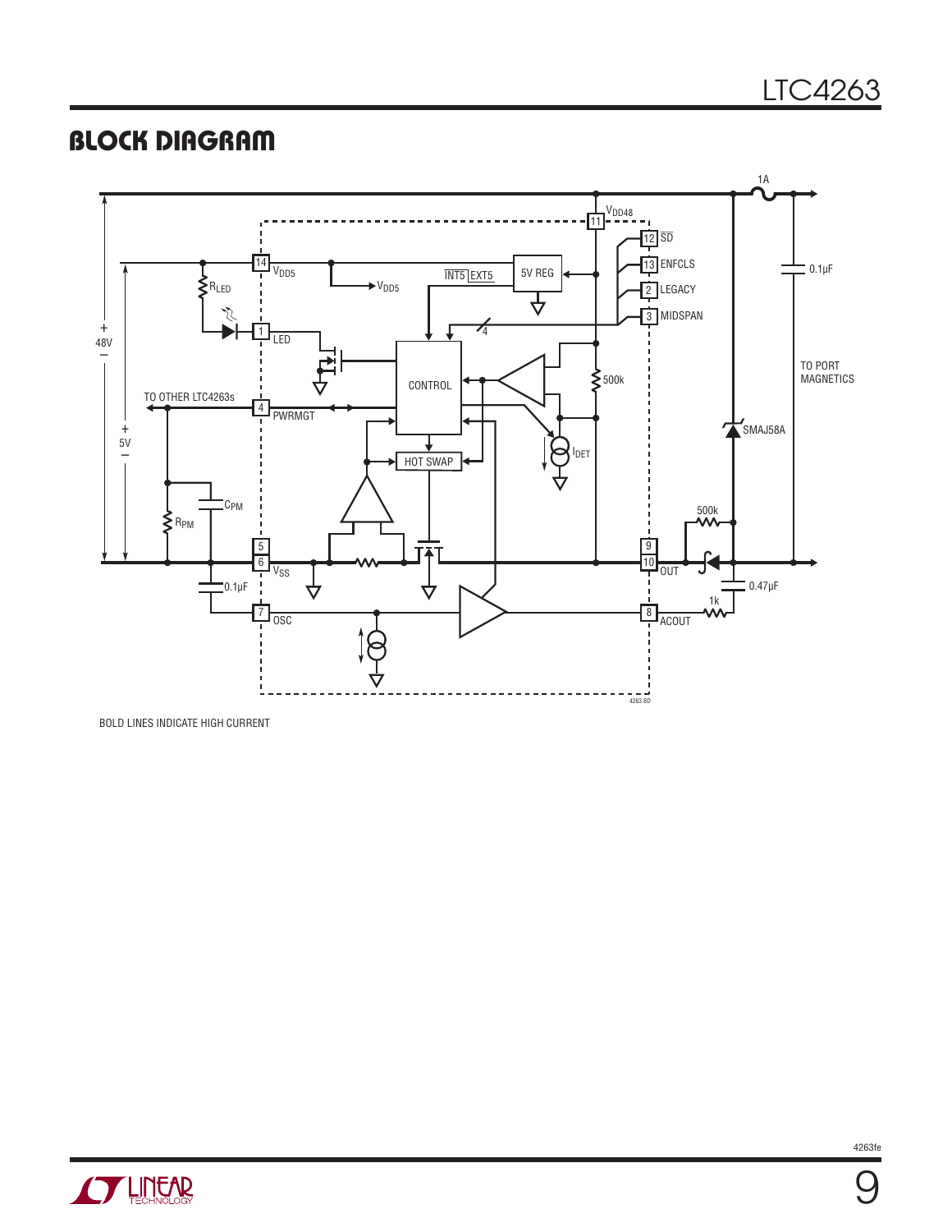## BLOCK DIAGRAM

BOLD LINES INDICATE HIGH CURRENT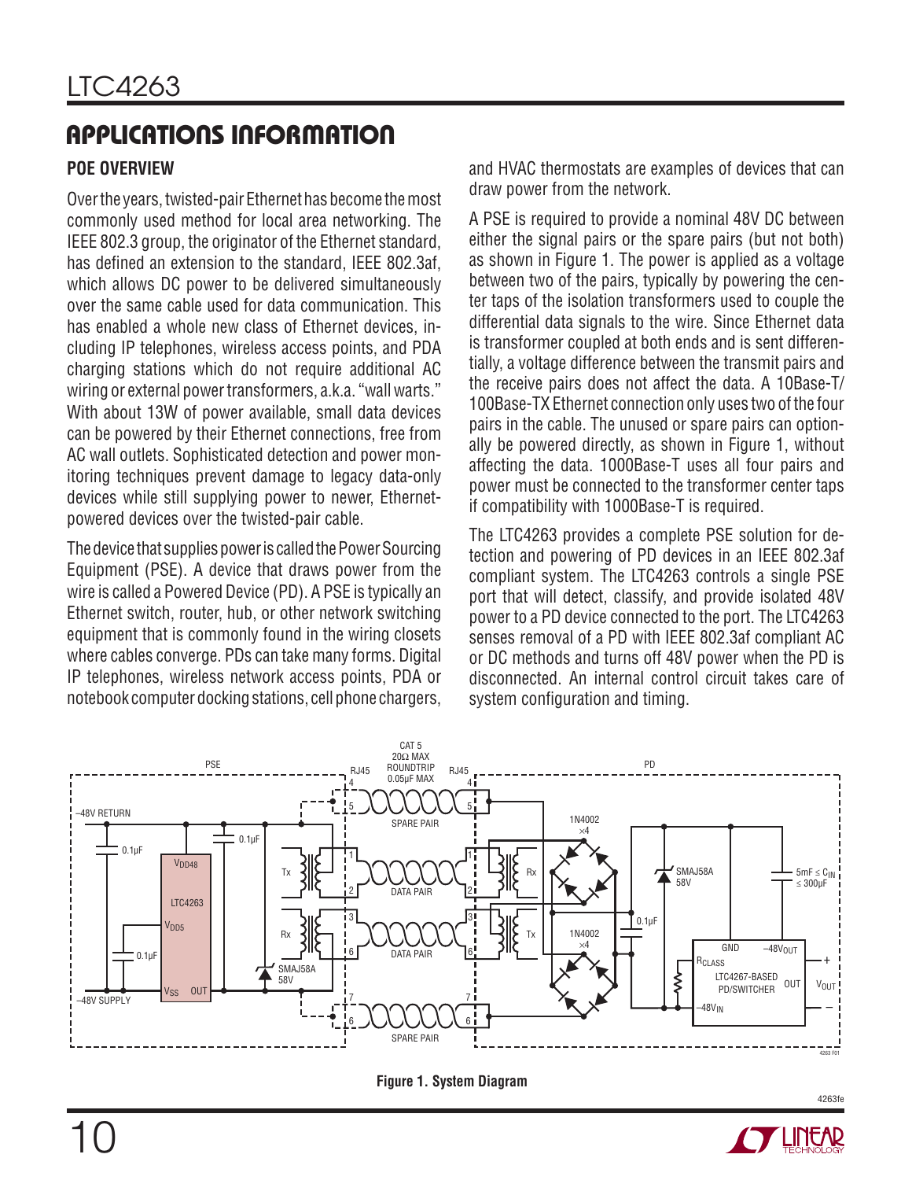## APPLICATIONS INFORMATION

### POE OVERVIEW

Over the years, twisted-pair Ethernet has become the most commonly used method for local area networking. The IEEE 802.3 group, the originator of the Ethernet standard, has defined an extension to the standard, IEEE 802.3af, which allows DC power to be delivered simultaneously over the same cable used for data communication. This has enabled a whole new class of Ethernet devices, including IP telephones, wireless access points, and PDA charging stations which do not require additional AC wiring or external power transformers, a.k.a. "wall warts." With about 13W of power available, small data devices can be powered by their Ethernet connections, free from AC wall outlets. Sophisticated detection and power monitoring techniques prevent damage to legacy data-only devices while still supplying power to newer, Ethernet-powered devices over the twisted-pair cable.

The device that supplies power is called the Power Sourcing Equipment (PSE). A device that draws power from the wire is called a Powered Device (PD). A PSE is typically an Ethernet switch, router, hub, or other network switching equipment that is commonly found in the wiring closets where cables converge. PDs can take many forms. Digital IP telephones, wireless network access points, PDA or notebook computer docking stations, cell phone chargers, and HVAC thermostats are examples of devices that can draw power from the network.

A PSE is required to provide a nominal 48V DC between either the signal pairs or the spare pairs (but not both) as shown in Figure 1. The power is applied as a voltage between two of the pairs, typically by powering the center taps of the isolation transformers used to couple the differential data signals to the wire. Since Ethernet data is transformer coupled at both ends and is sent differentially, a voltage difference between the transmit pairs and the receive pairs does not affect the data. A 10Base-T/100Base-TX Ethernet connection only uses two of the four pairs in the cable. The unused or spare pairs can optionally be powered directly, as shown in Figure 1, without affecting the data. 1000Base-T uses all four pairs and power must be connected to the transformer center taps if compatibility with 1000Base-T is required.

The LTC4263 provides a complete PSE solution for detection and powering of PD devices in an IEEE 802.3af compliant system. The LTC4263 controls a single PSE port that will detect, classify, and provide isolated 48V power to a PD device connected to the port. The LTC4263 senses removal of a PD with IEEE 802.3af compliant AC or DC methods and turns off 48V power when the PD is disconnected. An internal control circuit takes care of system configuration and timing.

**Figure 1. System Diagram**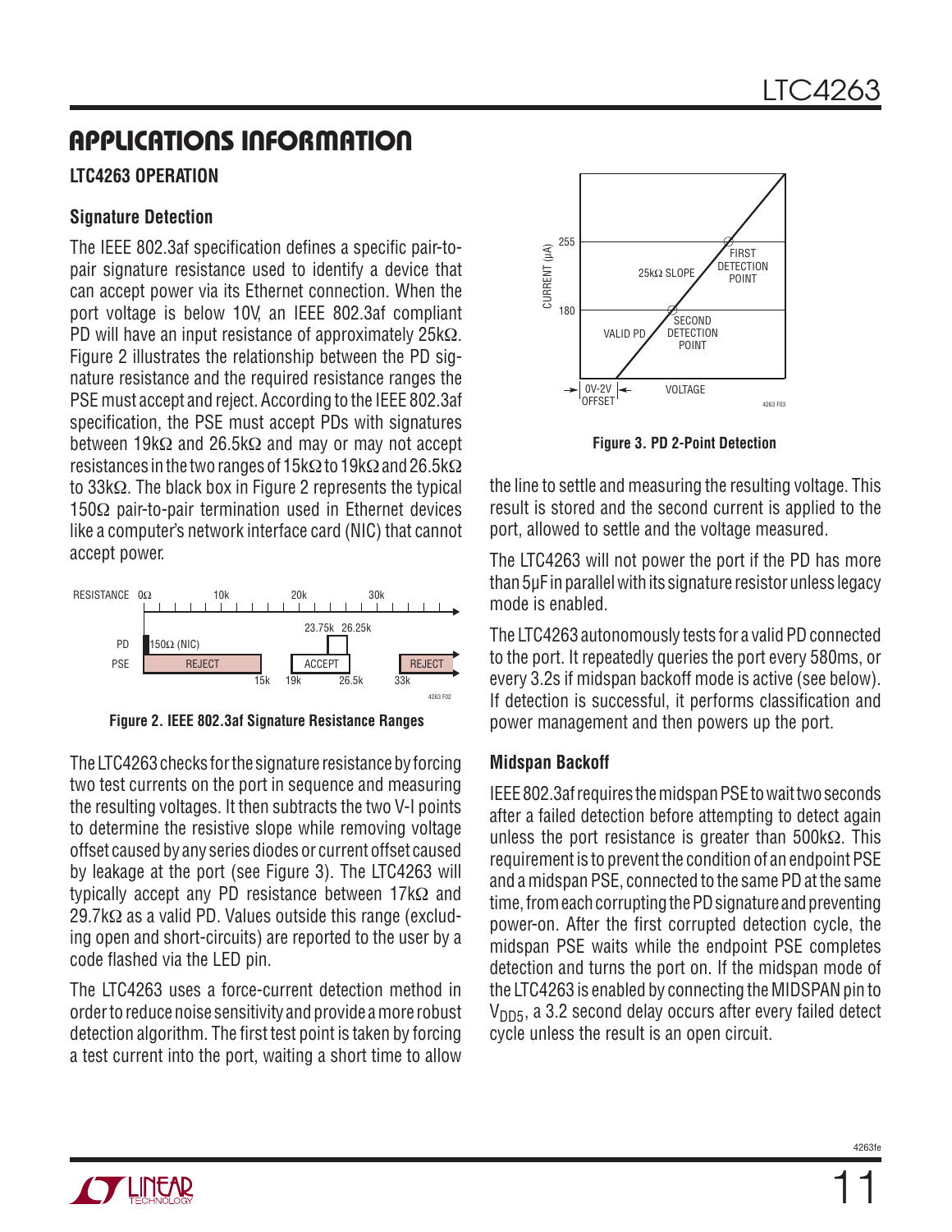## APPLICATIONS INFORMATION

### LTC4263 OPERATION

#### Signature Detection

The IEEE 802.3af specification defines a specific pair-to-pair signature resistance used to identify a device that can accept power via its Ethernet connection. When the port voltage is below 10V, an IEEE 802.3af compliant PD will have an input resistance of approximately 25kΩ. Figure 2 illustrates the relationship between the PD signature resistance and the required resistance ranges the PSE must accept and reject. According to the IEEE 802.3af specification, the PSE must accept PDs with signatures between 19kΩ and 26.5kΩ and may or may not accept resistances in the two ranges of 15kΩ to 19kΩ and 26.5kΩ to 33kΩ. The black box in Figure 2 represents the typical 150Ω pair-to-pair termination used in Ethernet devices like a computer's network interface card (NIC) that cannot accept power.

**Figure 2. IEEE 802.3af Signature Resistance Ranges**

The LTC4263 checks for the signature resistance by forcing two test currents on the port in sequence and measuring the resulting voltages. It then subtracts the two V-I points to determine the resistive slope while removing voltage offset caused by any series diodes or current offset caused by leakage at the port (see Figure 3). The LTC4263 will typically accept any PD resistance between 17kΩ and 29.7kΩ as a valid PD. Values outside this range (excluding open and short-circuits) are reported to the user by a code flashed via the LED pin.

The LTC4263 uses a force-current detection method in order to reduce noise sensitivity and provide a more robust detection algorithm. The first test point is taken by forcing a test current into the port, waiting a short time to allow the line to settle and measuring the resulting voltage. This result is stored and the second current is applied to the port, allowed to settle and the voltage measured.

**Figure 3. PD 2-Point Detection**

The LTC4263 will not power the port if the PD has more than 5µF in parallel with its signature resistor unless legacy mode is enabled.

The LTC4263 autonomously tests for a valid PD connected to the port. It repeatedly queries the port every 580ms, or every 3.2s if midspan backoff mode is active (see below). If detection is successful, it performs classification and power management and then powers up the port.

#### Midspan Backoff

IEEE 802.3af requires the midspan PSE to wait two seconds after a failed detection before attempting to detect again unless the port resistance is greater than 500kΩ. This requirement is to prevent the condition of an endpoint PSE and a midspan PSE, connected to the same PD at the same time, from each corrupting the PD signature and preventing power-on. After the first corrupted detection cycle, the midspan PSE waits while the endpoint PSE completes detection and turns the port on. If the midspan mode of the LTC4263 is enabled by connecting the MIDSPAN pin to $V_{DD5}$, a 3.2 second delay occurs after every failed detect cycle unless the result is an open circuit.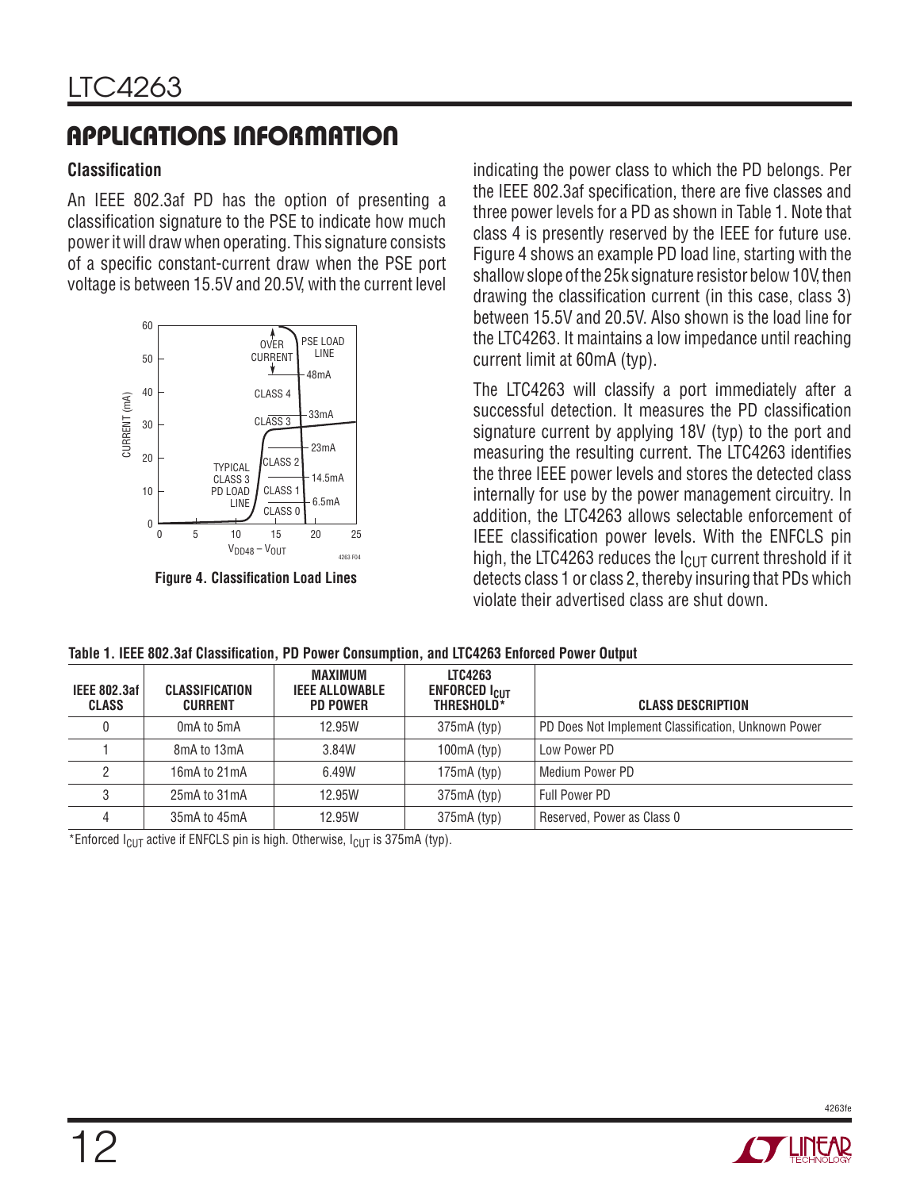## APPLICATIONS INFORMATION

### Classification

An IEEE 802.3af PD has the option of presenting a classification signature to the PSE to indicate how much power it will draw when operating. This signature consists of a specific constant-current draw when the PSE port voltage is between 15.5V and 20.5V, with the current level indicating the power class to which the PD belongs. Per the IEEE 802.3af specification, there are five classes and three power levels for a PD as shown in Table 1. Note that class 4 is presently reserved by the IEEE for future use. Figure 4 shows an example PD load line, starting with the shallow slope of the 25k signature resistor below 10V, then drawing the classification current (in this case, class 3) between 15.5V and 20.5V. Also shown is the load line for the LTC4263. It maintains a low impedance until reaching current limit at 60mA (typ).

Figure 4. Classification Load Lines

The LTC4263 will classify a port immediately after a successful detection. It measures the PD classification signature current by applying 18V (typ) to the port and measuring the resulting current. The LTC4263 identifies the three IEEE power levels and stores the detected class internally for use by the power management circuitry. In addition, the LTC4263 allows selectable enforcement of IEEE classification power levels. With the ENFCLS pin high, the LTC4263 reduces the $I_{CUT}$ current threshold if it detects class 1 or class 2, thereby insuring that PDs which violate their advertised class are shut down.

**Table 1. IEEE 802.3af Classification, PD Power Consumption, and LTC4263 Enforced Power Output**

| IEEE 802.3af CLASS | CLASSIFICATION CURRENT | MAXIMUM IEEE ALLOWABLE PD POWER | LTC4263 ENFORCED $I_{CUT}$ THRESHOLD* | CLASS DESCRIPTION |
|---|---|---|---|---|
| 0 | 0mA to 5mA | 12.95W | 375mA (typ) | PD Does Not Implement Classification, Unknown Power |
| 1 | 8mA to 13mA | 3.84W | 100mA (typ) | Low Power PD |
| 2 | 16mA to 21mA | 6.49W | 175mA (typ) | Medium Power PD |
| 3 | 25mA to 31mA | 12.95W | 375mA (typ) | Full Power PD |
| 4 | 35mA to 45mA | 12.95W | 375mA (typ) | Reserved, Power as Class 0 |

*Enforced $I_{CUT}$ active if ENFCLS pin is high. Otherwise, $I_{CUT}$ is 375mA (typ).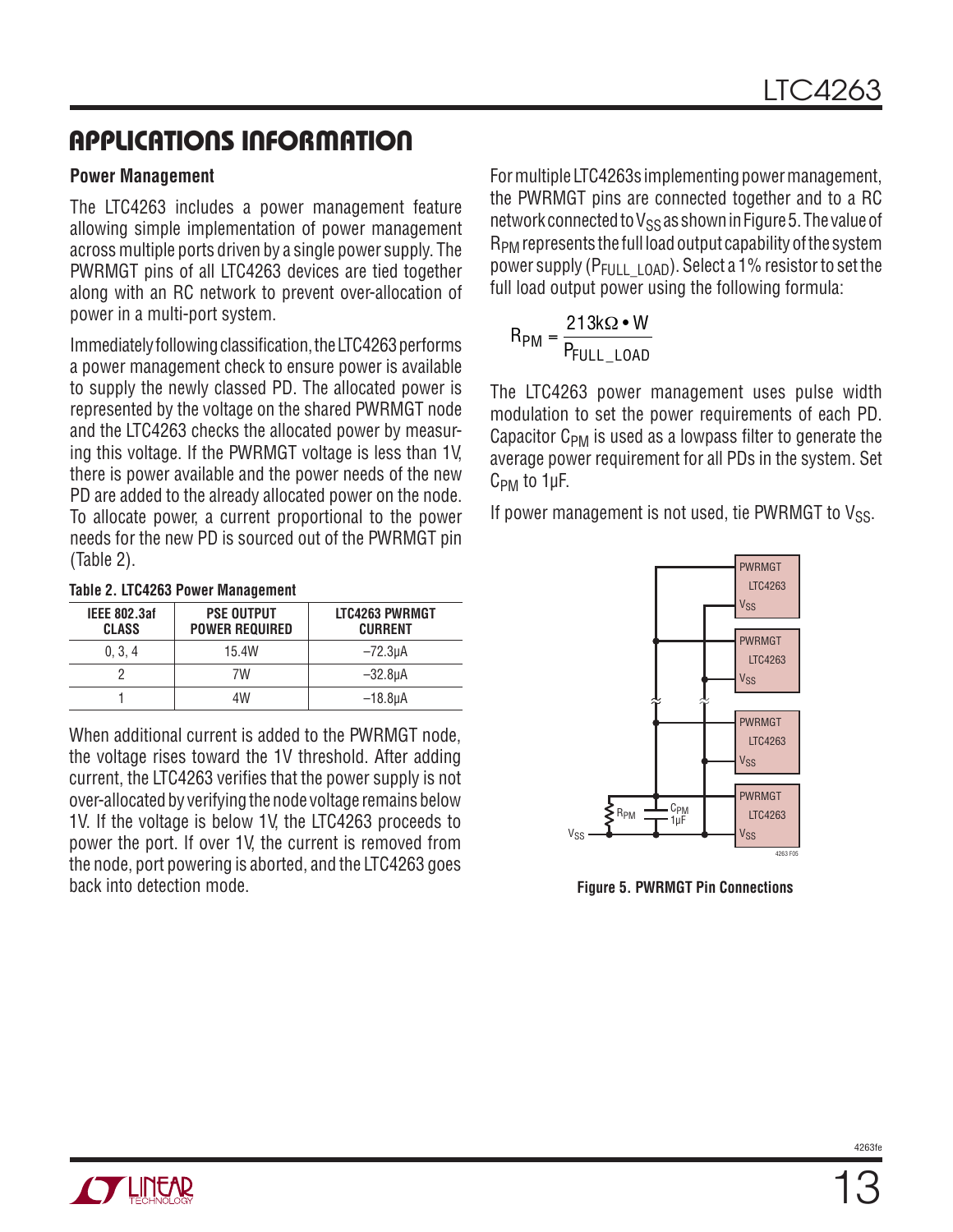## APPLICATIONS INFORMATION

### Power Management

The LTC4263 includes a power management feature allowing simple implementation of power management across multiple ports driven by a single power supply. The PWRMGT pins of all LTC4263 devices are tied together along with an RC network to prevent over-allocation of power in a multi-port system.

Immediately following classification, the LTC4263 performs a power management check to ensure power is available to supply the newly classed PD. The allocated power is represented by the voltage on the shared PWRMGT node and the LTC4263 checks the allocated power by measuring this voltage. If the PWRMGT voltage is less than 1V, there is power available and the power needs of the new PD are added to the already allocated power on the node. To allocate power, a current proportional to the power needs for the new PD is sourced out of the PWRMGT pin (Table 2).

**Table 2. LTC4263 Power Management**

| IEEE 802.3af CLASS | PSE OUTPUT POWER REQUIRED | LTC4263 PWRMGT CURRENT |
|---|---|---|
| 0, 3, 4 | 15.4W | –72.3µA |
| 2 | 7W | –32.8µA |
| 1 | 4W | –18.8µA |

When additional current is added to the PWRMGT node, the voltage rises toward the 1V threshold. After adding current, the LTC4263 verifies that the power supply is not over-allocated by verifying the node voltage remains below 1V. If the voltage is below 1V, the LTC4263 proceeds to power the port. If over 1V, the current is removed from the node, port powering is aborted, and the LTC4263 goes back into detection mode.

For multiple LTC4263s implementing power management, the PWRMGT pins are connected together and to a RC network connected to $V_{SS}$ as shown in Figure 5. The value of $R_{PM}$ represents the full load output capability of the system power supply ($P_{FULL\_LOAD}$). Select a 1% resistor to set the full load output power using the following formula:

$$R_{PM} = \frac{213k\Omega \cdot W}{P_{FULL\_LOAD}}$$

The LTC4263 power management uses pulse width modulation to set the power requirements of each PD. Capacitor $C_{PM}$ is used as a lowpass filter to generate the average power requirement for all PDs in the system. Set $C_{PM}$ to 1µF.

If power management is not used, tie PWRMGT to $V_{SS}$.

**Figure 5. PWRMGT Pin Connections**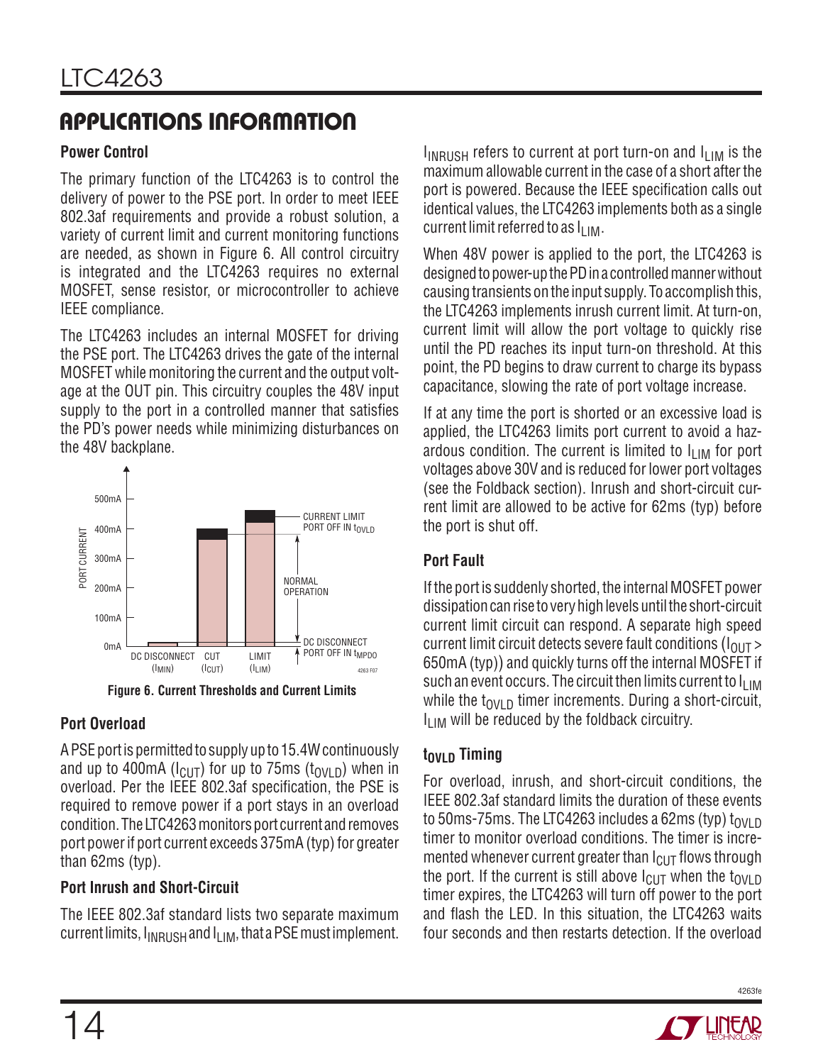## APPLICATIONS INFORMATION

### Power Control

The primary function of the LTC4263 is to control the delivery of power to the PSE port. In order to meet IEEE 802.3af requirements and provide a robust solution, a variety of current limit and current monitoring functions are needed, as shown in Figure 6. All control circuitry is integrated and the LTC4263 requires no external MOSFET, sense resistor, or microcontroller to achieve IEEE compliance.

The LTC4263 includes an internal MOSFET for driving the PSE port. The LTC4263 drives the gate of the internal MOSFET while monitoring the current and the output voltage at the OUT pin. This circuitry couples the 48V input supply to the port in a controlled manner that satisfies the PD's power needs while minimizing disturbances on the 48V backplane.

Figure 6. Current Thresholds and Current Limits

### Port Overload

A PSE port is permitted to supply up to 15.4W continuously and up to 400mA ($I_{CUT}$) for up to 75ms ($t_{OVLD}$) when in overload. Per the IEEE 802.3af specification, the PSE is required to remove power if a port stays in an overload condition. The LTC4263 monitors port current and removes port power if port current exceeds 375mA (typ) for greater than 62ms (typ).

### Port Inrush and Short-Circuit

The IEEE 802.3af standard lists two separate maximum current limits, $I_{INRUSH}$ and $I_{LIM}$, that a PSE must implement. $I_{INRUSH}$ refers to current at port turn-on and $I_{LIM}$ is the maximum allowable current in the case of a short after the port is powered. Because the IEEE specification calls out identical values, the LTC4263 implements both as a single current limit referred to as $I_{LIM}$.

When 48V power is applied to the port, the LTC4263 is designed to power-up the PD in a controlled manner without causing transients on the input supply. To accomplish this, the LTC4263 implements inrush current limit. At turn-on, current limit will allow the port voltage to quickly rise until the PD reaches its input turn-on threshold. At this point, the PD begins to draw current to charge its bypass capacitance, slowing the rate of port voltage increase.

If at any time the port is shorted or an excessive load is applied, the LTC4263 limits port current to avoid a hazardous condition. The current is limited to $I_{LIM}$ for port voltages above 30V and is reduced for lower port voltages (see the Foldback section). Inrush and short-circuit current limit are allowed to be active for 62ms (typ) before the port is shut off.

### Port Fault

If the port is suddenly shorted, the internal MOSFET power dissipation can rise to very high levels until the short-circuit current limit circuit can respond. A separate high speed current limit circuit detects severe fault conditions ($I_{OUT}$ > 650mA (typ)) and quickly turns off the internal MOSFET if such an event occurs. The circuit then limits current to $I_{LIM}$ while the $t_{OVLD}$ timer increments. During a short-circuit, $I_{LIM}$ will be reduced by the foldback circuitry.

### $t_{OVLD}$ Timing

For overload, inrush, and short-circuit conditions, the IEEE 802.3af standard limits the duration of these events to 50ms-75ms. The LTC4263 includes a 62ms (typ) $t_{OVLD}$ timer to monitor overload conditions. The timer is incremented whenever current greater than $I_{CUT}$ flows through the port. If the current is still above $I_{CUT}$ when the $t_{OVLD}$ timer expires, the LTC4263 will turn off power to the port and flash the LED. In this situation, the LTC4263 waits four seconds and then restarts detection. If the overload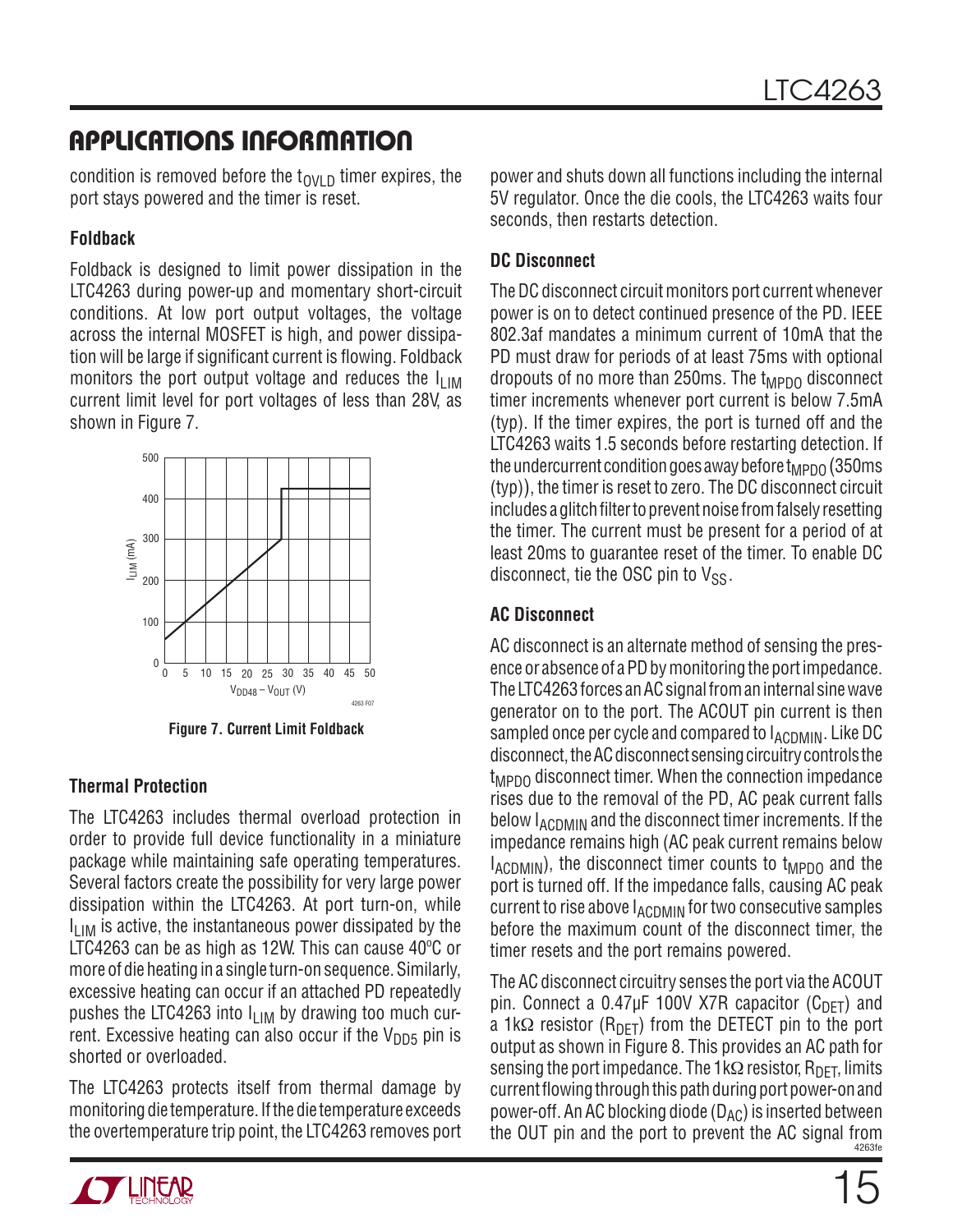## APPLICATIONS INFORMATION

condition is removed before the $t_{OVLD}$ timer expires, the port stays powered and the timer is reset.

### Foldback

Foldback is designed to limit power dissipation in the LTC4263 during power-up and momentary short-circuit conditions. At low port output voltages, the voltage across the internal MOSFET is high, and power dissipation will be large if significant current is flowing. Foldback monitors the port output voltage and reduces the $I_{LIM}$ current limit level for port voltages of less than 28V, as shown in Figure 7.

**Figure 7. Current Limit Foldback**

### Thermal Protection

The LTC4263 includes thermal overload protection in order to provide full device functionality in a miniature package while maintaining safe operating temperatures. Several factors create the possibility for very large power dissipation within the LTC4263. At port turn-on, while $I_{LIM}$ is active, the instantaneous power dissipated by the LTC4263 can be as high as 12W. This can cause 40ºC or more of die heating in a single turn-on sequence. Similarly, excessive heating can occur if an attached PD repeatedly pushes the LTC4263 into $I_{LIM}$ by drawing too much current. Excessive heating can also occur if the $V_{DD5}$ pin is shorted or overloaded.

The LTC4263 protects itself from thermal damage by monitoring die temperature. If the die temperature exceeds the overtemperature trip point, the LTC4263 removes port power and shuts down all functions including the internal 5V regulator. Once the die cools, the LTC4263 waits four seconds, then restarts detection.

### DC Disconnect

The DC disconnect circuit monitors port current whenever power is on to detect continued presence of the PD. IEEE 802.3af mandates a minimum current of 10mA that the PD must draw for periods of at least 75ms with optional dropouts of no more than 250ms. The $t_{MPDO}$ disconnect timer increments whenever port current is below 7.5mA (typ). If the timer expires, the port is turned off and the LTC4263 waits 1.5 seconds before restarting detection. If the undercurrent condition goes away before $t_{MPDO}$ (350ms (typ)), the timer is reset to zero. The DC disconnect circuit includes a glitch filter to prevent noise from falsely resetting the timer. The current must be present for a period of at least 20ms to guarantee reset of the timer. To enable DC disconnect, tie the OSC pin to $V_{SS}$.

### AC Disconnect

AC disconnect is an alternate method of sensing the presence or absence of a PD by monitoring the port impedance. The LTC4263 forces an AC signal from an internal sine wave generator on to the port. The ACOUT pin current is then sampled once per cycle and compared to $I_{ACDMIN}$. Like DC disconnect, the AC disconnect sensing circuitry controls the $t_{MPDO}$ disconnect timer. When the connection impedance rises due to the removal of the PD, AC peak current falls below $I_{ACDMIN}$ and the disconnect timer increments. If the impedance remains high (AC peak current remains below $I_{ACDMIN}$), the disconnect timer counts to $t_{MPDO}$ and the port is turned off. If the impedance falls, causing AC peak current to rise above $I_{ACDMIN}$ for two consecutive samples before the maximum count of the disconnect timer, the timer resets and the port remains powered.

The AC disconnect circuitry senses the port via the ACOUT pin. Connect a 0.47µF 100V X7R capacitor ($C_{DET}$) and a 1kΩ resistor ($R_{DET}$) from the DETECT pin to the port output as shown in Figure 8. This provides an AC path for sensing the port impedance. The 1kΩ resistor, $R_{DET}$, limits current flowing through this path during port power-on and power-off. An AC blocking diode ($D_{AC}$) is inserted between the OUT pin and the port to prevent the AC signal from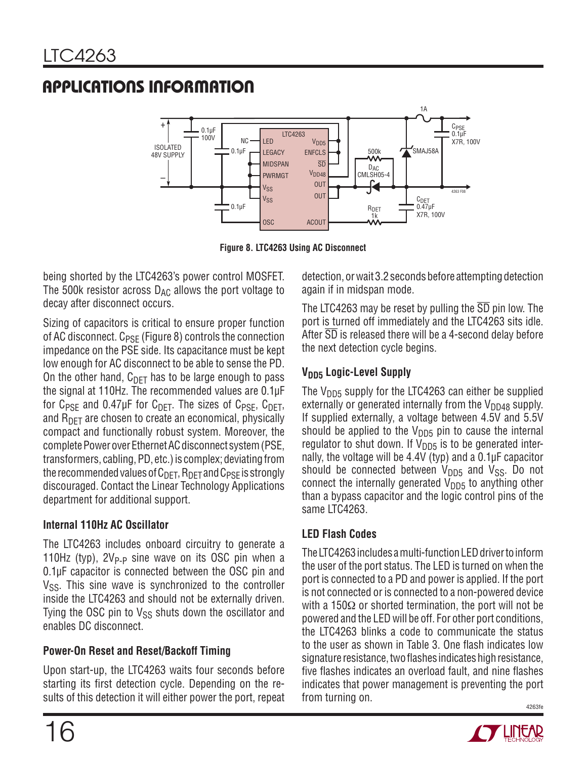## APPLICATIONS INFORMATION

Figure 8. LTC4263 Using AC Disconnect

being shorted by the LTC4263's power control MOSFET. The 500k resistor across $D_{AC}$ allows the port voltage to decay after disconnect occurs.

Sizing of capacitors is critical to ensure proper function of AC disconnect. $C_{PSE}$ (Figure 8) controls the connection impedance on the PSE side. Its capacitance must be kept low enough for AC disconnect to be able to sense the PD. On the other hand, $C_{DET}$ has to be large enough to pass the signal at 110Hz. The recommended values are 0.1µF for $C_{PSE}$ and 0.47µF for $C_{DET}$. The sizes of $C_{PSE}$, $C_{DET}$, and $R_{DET}$ are chosen to create an economical, physically compact and functionally robust system. Moreover, the complete Power over Ethernet AC disconnect system (PSE, transformers, cabling, PD, etc.) is complex; deviating from the recommended values of $C_{DET}$, $R_{DET}$ and $C_{PSE}$ is strongly discouraged. Contact the Linear Technology Applications department for additional support.

### Internal 110Hz AC Oscillator

The LTC4263 includes onboard circuitry to generate a 110Hz (typ), $2V_{P-P}$ sine wave on its OSC pin when a 0.1µF capacitor is connected between the OSC pin and $V_{SS}$. This sine wave is synchronized to the controller inside the LTC4263 and should not be externally driven. Tying the OSC pin to $V_{SS}$ shuts down the oscillator and enables DC disconnect.

### Power-On Reset and Reset/Backoff Timing

Upon start-up, the LTC4263 waits four seconds before starting its first detection cycle. Depending on the results of this detection it will either power the port, repeat detection, or wait 3.2 seconds before attempting detection again if in midspan mode.

The LTC4263 may be reset by pulling the $\overline{SD}$ pin low. The port is turned off immediately and the LTC4263 sits idle. After $\overline{SD}$ is released there will be a 4-second delay before the next detection cycle begins.

### $V_{DD5}$ Logic-Level Supply

The $V_{DD5}$ supply for the LTC4263 can either be supplied externally or generated internally from the $V_{DD48}$ supply. If supplied externally, a voltage between 4.5V and 5.5V should be applied to the $V_{DD5}$ pin to cause the internal regulator to shut down. If $V_{DD5}$ is to be generated internally, the voltage will be 4.4V (typ) and a 0.1µF capacitor should be connected between $V_{DD5}$ and $V_{SS}$. Do not connect the internally generated $V_{DD5}$ to anything other than a bypass capacitor and the logic control pins of the same LTC4263.

### LED Flash Codes

The LTC4263 includes a multi-function LED driver to inform the user of the port status. The LED is turned on when the port is connected to a PD and power is applied. If the port is not connected or is connected to a non-powered device with a 150Ω or shorted termination, the port will not be powered and the LED will be off. For other port conditions, the LTC4263 blinks a code to communicate the status to the user as shown in Table 3. One flash indicates low signature resistance, two flashes indicates high resistance, five flashes indicates an overload fault, and nine flashes indicates that power management is preventing the port from turning on.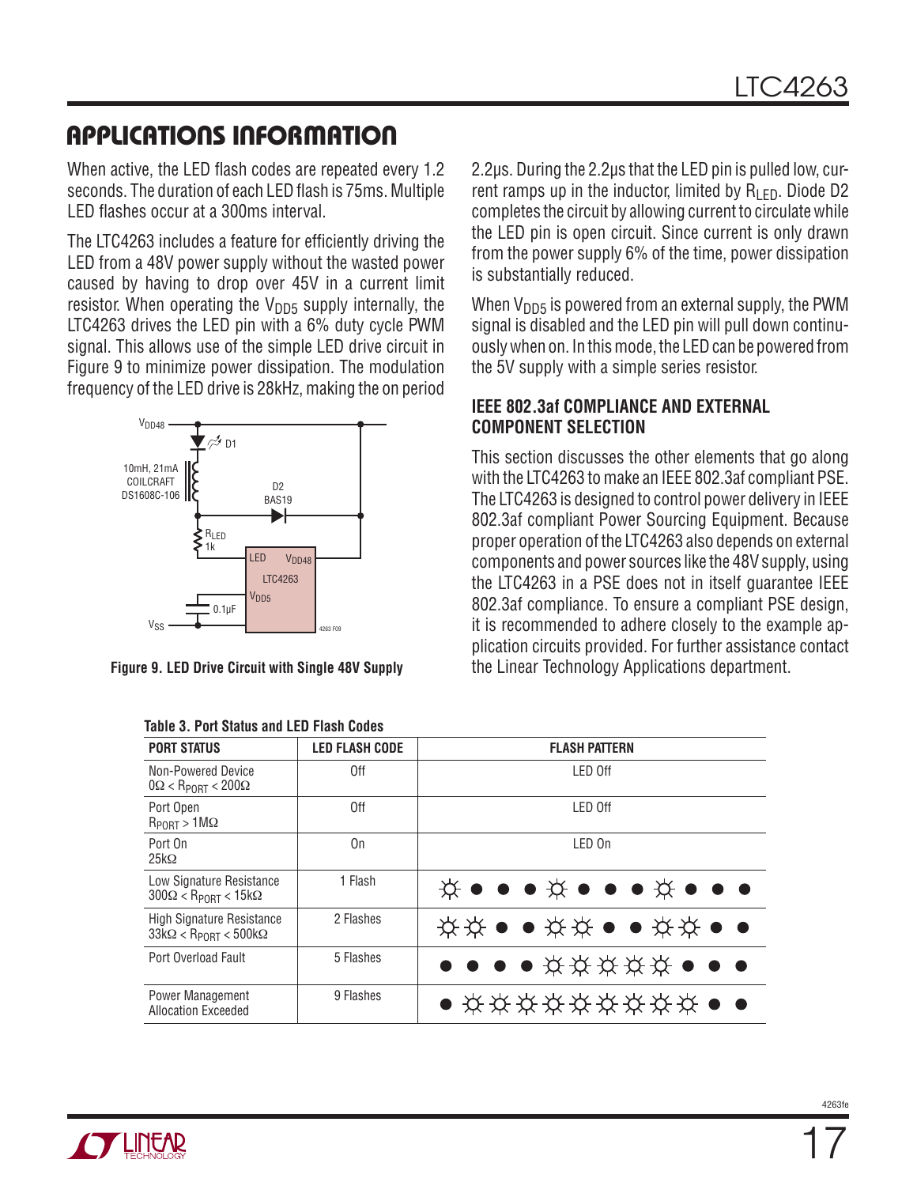## APPLICATIONS INFORMATION

When active, the LED flash codes are repeated every 1.2 seconds. The duration of each LED flash is 75ms. Multiple LED flashes occur at a 300ms interval.

The LTC4263 includes a feature for efficiently driving the LED from a 48V power supply without the wasted power caused by having to drop over 45V in a current limit resistor. When operating the $V_{DD5}$ supply internally, the LTC4263 drives the LED pin with a 6% duty cycle PWM signal. This allows use of the simple LED drive circuit in Figure 9 to minimize power dissipation. The modulation frequency of the LED drive is 28kHz, making the on period 2.2µs. During the 2.2µs that the LED pin is pulled low, current ramps up in the inductor, limited by $R_{LED}$. Diode D2 completes the circuit by allowing current to circulate while the LED pin is open circuit. Since current is only drawn from the power supply 6% of the time, power dissipation is substantially reduced.

Figure 9. LED Drive Circuit with Single 48V Supply

When $V_{DD5}$ is powered from an external supply, the PWM signal is disabled and the LED pin will pull down continuously when on. In this mode, the LED can be powered from the 5V supply with a simple series resistor.

### IEEE 802.3af COMPLIANCE AND EXTERNAL COMPONENT SELECTION

This section discusses the other elements that go along with the LTC4263 to make an IEEE 802.3af compliant PSE. The LTC4263 is designed to control power delivery in IEEE 802.3af compliant Power Sourcing Equipment. Because proper operation of the LTC4263 also depends on external components and power sources like the 48V supply, using the LTC4263 in a PSE does not in itself guarantee IEEE 802.3af compliance. To ensure a compliant PSE design, it is recommended to adhere closely to the example application circuits provided. For further assistance contact the Linear Technology Applications department.

**Table 3. Port Status and LED Flash Codes**

| PORT STATUS | LED FLASH CODE | FLASH PATTERN |
|---|---|---|
| Non-Powered Device $0\Omega < R_{PORT} < 200\Omega$ | Off | LED Off |
| Port Open $R_{PORT} > 1M\Omega$ | Off | LED Off |
| Port On $25k\Omega$ | On | LED On |
| Low Signature Resistance $300\Omega < R_{PORT} < 15k\Omega$ | 1 Flash | ☼ ● ● ● ☼ ● ● ● ☼ ● ● ● |
| High Signature Resistance $33k\Omega < R_{PORT} < 500k\Omega$ | 2 Flashes | ☼☼ ● ● ☼☼ ● ● ☼☼ ● ● |
| Port Overload Fault | 5 Flashes | ● ● ● ● ☼☼☼☼☼ ● ● ● |
| Power Management Allocation Exceeded | 9 Flashes | ● ☼☼☼☼☼☼☼☼☼ ● ● |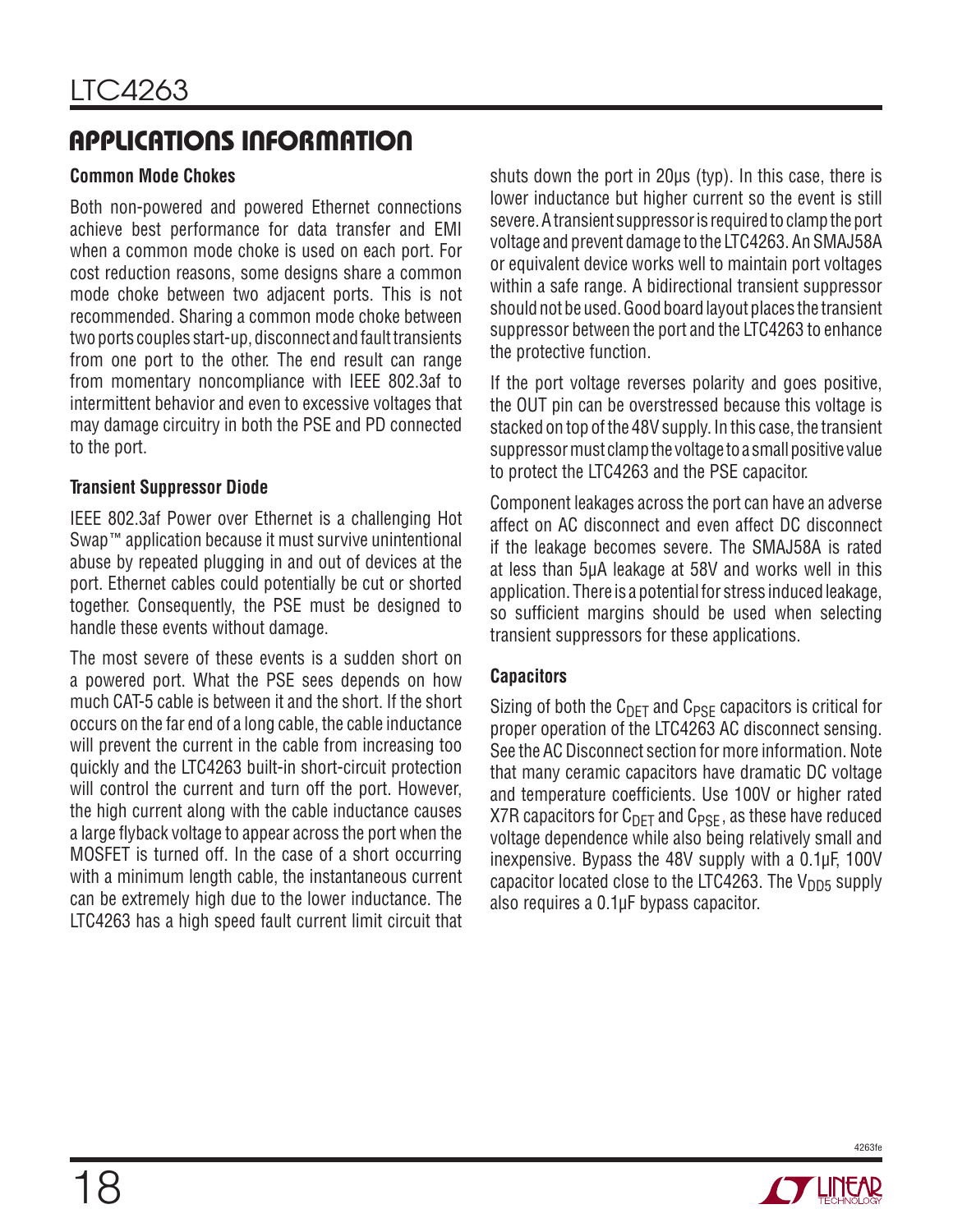## APPLICATIONS INFORMATION

### Common Mode Chokes

Both non-powered and powered Ethernet connections achieve best performance for data transfer and EMI when a common mode choke is used on each port. For cost reduction reasons, some designs share a common mode choke between two adjacent ports. This is not recommended. Sharing a common mode choke between two ports couples start-up, disconnect and fault transients from one port to the other. The end result can range from momentary noncompliance with IEEE 802.3af to intermittent behavior and even to excessive voltages that may damage circuitry in both the PSE and PD connected to the port.

### Transient Suppressor Diode

IEEE 802.3af Power over Ethernet is a challenging Hot Swap™ application because it must survive unintentional abuse by repeated plugging in and out of devices at the port. Ethernet cables could potentially be cut or shorted together. Consequently, the PSE must be designed to handle these events without damage.

The most severe of these events is a sudden short on a powered port. What the PSE sees depends on how much CAT-5 cable is between it and the short. If the short occurs on the far end of a long cable, the cable inductance will prevent the current in the cable from increasing too quickly and the LTC4263 built-in short-circuit protection will control the current and turn off the port. However, the high current along with the cable inductance causes a large flyback voltage to appear across the port when the MOSFET is turned off. In the case of a short occurring with a minimum length cable, the instantaneous current can be extremely high due to the lower inductance. The LTC4263 has a high speed fault current limit circuit that shuts down the port in 20µs (typ). In this case, there is lower inductance but higher current so the event is still severe. A transient suppressor is required to clamp the port voltage and prevent damage to the LTC4263. An SMAJ58A or equivalent device works well to maintain port voltages within a safe range. A bidirectional transient suppressor should not be used. Good board layout places the transient suppressor between the port and the LTC4263 to enhance the protective function.

If the port voltage reverses polarity and goes positive, the OUT pin can be overstressed because this voltage is stacked on top of the 48V supply. In this case, the transient suppressor must clamp the voltage to a small positive value to protect the LTC4263 and the PSE capacitor.

Component leakages across the port can have an adverse affect on AC disconnect and even affect DC disconnect if the leakage becomes severe. The SMAJ58A is rated at less than 5µA leakage at 58V and works well in this application. There is a potential for stress induced leakage, so sufficient margins should be used when selecting transient suppressors for these applications.

### Capacitors

Sizing of both the $C_{DET}$ and $C_{PSE}$ capacitors is critical for proper operation of the LTC4263 AC disconnect sensing. See the AC Disconnect section for more information. Note that many ceramic capacitors have dramatic DC voltage and temperature coefficients. Use 100V or higher rated X7R capacitors for $C_{DET}$ and $C_{PSE}$, as these have reduced voltage dependence while also being relatively small and inexpensive. Bypass the 48V supply with a 0.1µF, 100V capacitor located close to the LTC4263. The $V_{DD5}$ supply also requires a 0.1µF bypass capacitor.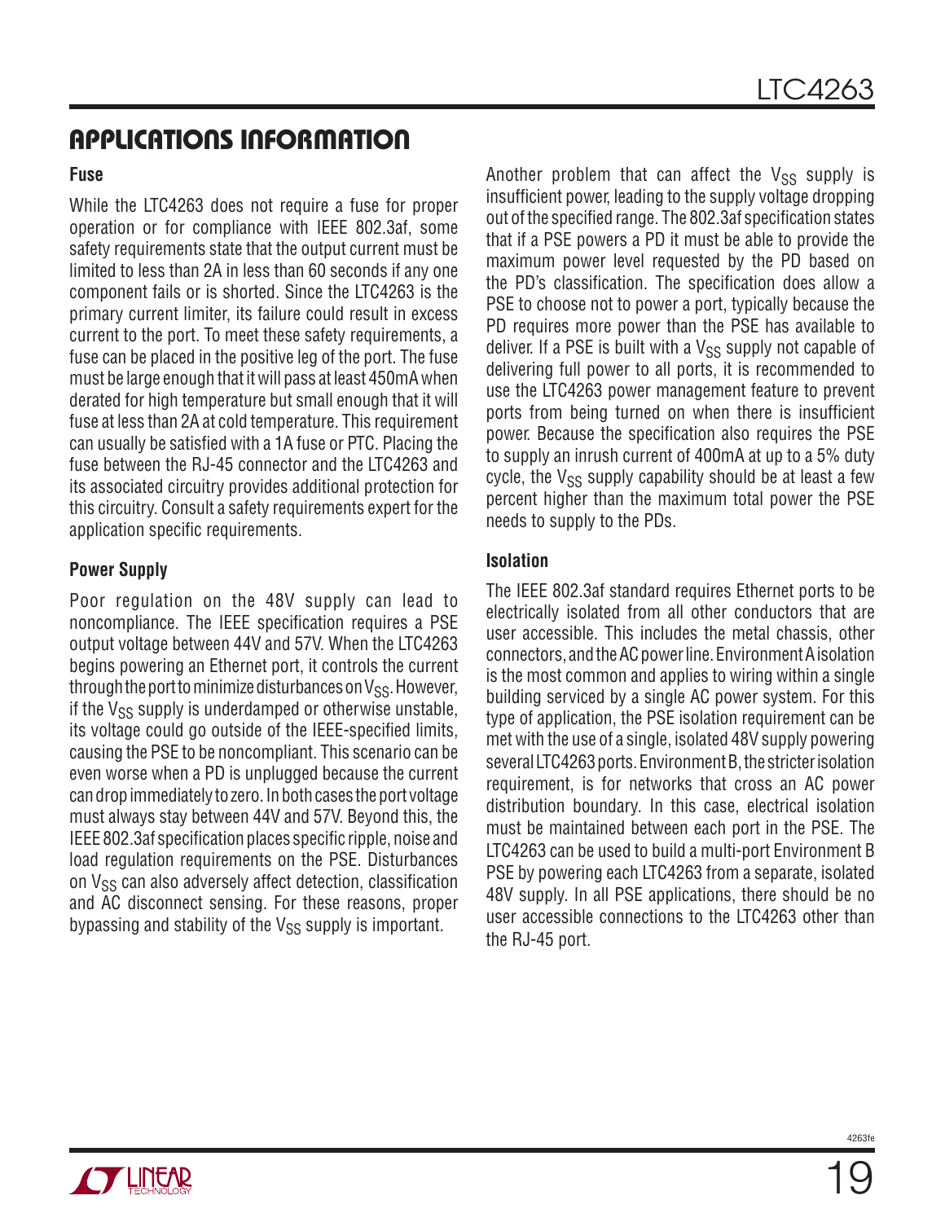## APPLICATIONS INFORMATION

### Fuse

While the LTC4263 does not require a fuse for proper operation or for compliance with IEEE 802.3af, some safety requirements state that the output current must be limited to less than 2A in less than 60 seconds if any one component fails or is shorted. Since the LTC4263 is the primary current limiter, its failure could result in excess current to the port. To meet these safety requirements, a fuse can be placed in the positive leg of the port. The fuse must be large enough that it will pass at least 450mA when derated for high temperature but small enough that it will fuse at less than 2A at cold temperature. This requirement can usually be satisfied with a 1A fuse or PTC. Placing the fuse between the RJ-45 connector and the LTC4263 and its associated circuitry provides additional protection for this circuitry. Consult a safety requirements expert for the application specific requirements.

### Power Supply

Poor regulation on the 48V supply can lead to noncompliance. The IEEE specification requires a PSE output voltage between 44V and 57V. When the LTC4263 begins powering an Ethernet port, it controls the current through the port to minimize disturbances on $V_{SS}$. However, if the $V_{SS}$ supply is underdamped or otherwise unstable, its voltage could go outside of the IEEE-specified limits, causing the PSE to be noncompliant. This scenario can be even worse when a PD is unplugged because the current can drop immediately to zero. In both cases the port voltage must always stay between 44V and 57V. Beyond this, the IEEE 802.3af specification places specific ripple, noise and load regulation requirements on the PSE. Disturbances on $V_{SS}$ can also adversely affect detection, classification and AC disconnect sensing. For these reasons, proper bypassing and stability of the $V_{SS}$ supply is important.

Another problem that can affect the $V_{SS}$ supply is insufficient power, leading to the supply voltage dropping out of the specified range. The 802.3af specification states that if a PSE powers a PD it must be able to provide the maximum power level requested by the PD based on the PD's classification. The specification does allow a PSE to choose not to power a port, typically because the PD requires more power than the PSE has available to deliver. If a PSE is built with a $V_{SS}$ supply not capable of delivering full power to all ports, it is recommended to use the LTC4263 power management feature to prevent ports from being turned on when there is insufficient power. Because the specification also requires the PSE to supply an inrush current of 400mA at up to a 5% duty cycle, the $V_{SS}$ supply capability should be at least a few percent higher than the maximum total power the PSE needs to supply to the PDs.

### Isolation

The IEEE 802.3af standard requires Ethernet ports to be electrically isolated from all other conductors that are user accessible. This includes the metal chassis, other connectors, and the AC power line. Environment A isolation is the most common and applies to wiring within a single building serviced by a single AC power system. For this type of application, the PSE isolation requirement can be met with the use of a single, isolated 48V supply powering several LTC4263 ports. Environment B, the stricter isolation requirement, is for networks that cross an AC power distribution boundary. In this case, electrical isolation must be maintained between each port in the PSE. The LTC4263 can be used to build a multi-port Environment B PSE by powering each LTC4263 from a separate, isolated 48V supply. In all PSE applications, there should be no user accessible connections to the LTC4263 other than the RJ-45 port.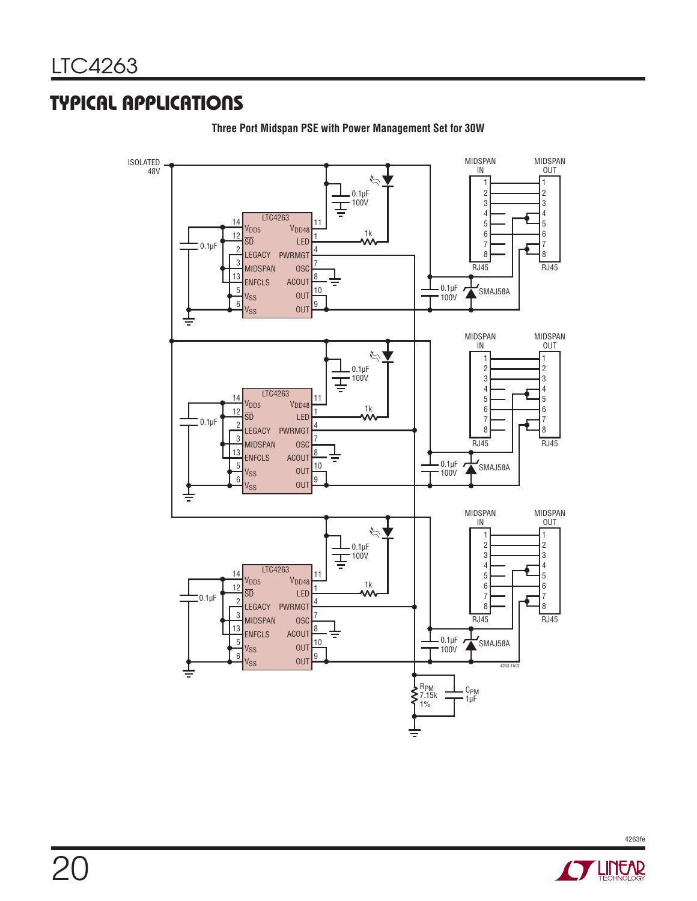## TYPICAL APPLICATIONS

**Three Port Midspan PSE with Power Management Set for 30W**

ISOLATED 48V

LTC4263

14 $V_{DD5}$ — $V_{DD48}$ 11
12 $\overline{SD}$ — LED 1
2 LEGACY — PWRMGT 4
3 MIDSPAN — OSC 7
13 ENFCLS — ACOUT 8
5 $V_{SS}$ — OUT 10
6 $V_{SS}$ — OUT 9

0.1µF
0.1µF 100V
1k
0.1µF 100V
SMAJ58A

MIDSPAN IN — RJ45 (1–8)
MIDSPAN OUT — RJ45 (1–8)

$R_{PM}$ 7.15k 1%
$C_{PM}$ 1µF

4263 TA02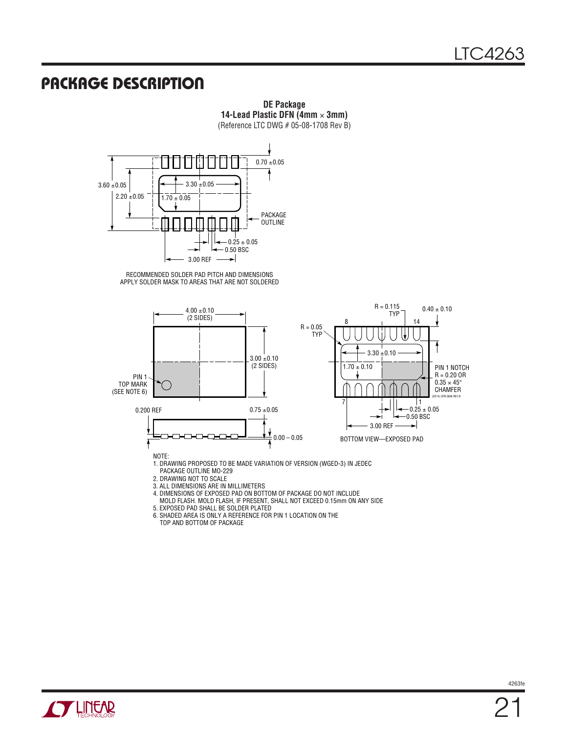## PACKAGE DESCRIPTION

**DE Package**
**14-Lead Plastic DFN (4mm × 3mm)**
(Reference LTC DWG # 05-08-1708 Rev B)

0.70 ±0.05

3.60 ±0.05

2.20 ±0.05

3.30 ±0.05

1.70 ± 0.05

PACKAGE OUTLINE

0.25 ± 0.05

0.50 BSC

3.00 REF

RECOMMENDED SOLDER PAD PITCH AND DIMENSIONS
APPLY SOLDER MASK TO AREAS THAT ARE NOT SOLDERED

4.00 ±0.10 (2 SIDES)

3.00 ±0.10 (2 SIDES)

PIN 1 TOP MARK (SEE NOTE 6)

0.200 REF

0.75 ±0.05

0.00 – 0.05

R = 0.115 TYP

0.40 ± 0.10

R = 0.05 TYP

8

14

3.30 ±0.10

1.70 ± 0.10

PIN 1 NOTCH R = 0.20 OR 0.35 × 45° CHAMFER

(DE14) DFN 0806 REV B

7

1

0.25 ± 0.05

0.50 BSC

3.00 REF

BOTTOM VIEW—EXPOSED PAD

NOTE:

1. DRAWING PROPOSED TO BE MADE VARIATION OF VERSION (WGED-3) IN JEDEC PACKAGE OUTLINE MO-229
2. DRAWING NOT TO SCALE
3. ALL DIMENSIONS ARE IN MILLIMETERS
4. DIMENSIONS OF EXPOSED PAD ON BOTTOM OF PACKAGE DO NOT INCLUDE MOLD FLASH. MOLD FLASH, IF PRESENT, SHALL NOT EXCEED 0.15mm ON ANY SIDE
5. EXPOSED PAD SHALL BE SOLDER PLATED
6. SHADED AREA IS ONLY A REFERENCE FOR PIN 1 LOCATION ON THE TOP AND BOTTOM OF PACKAGE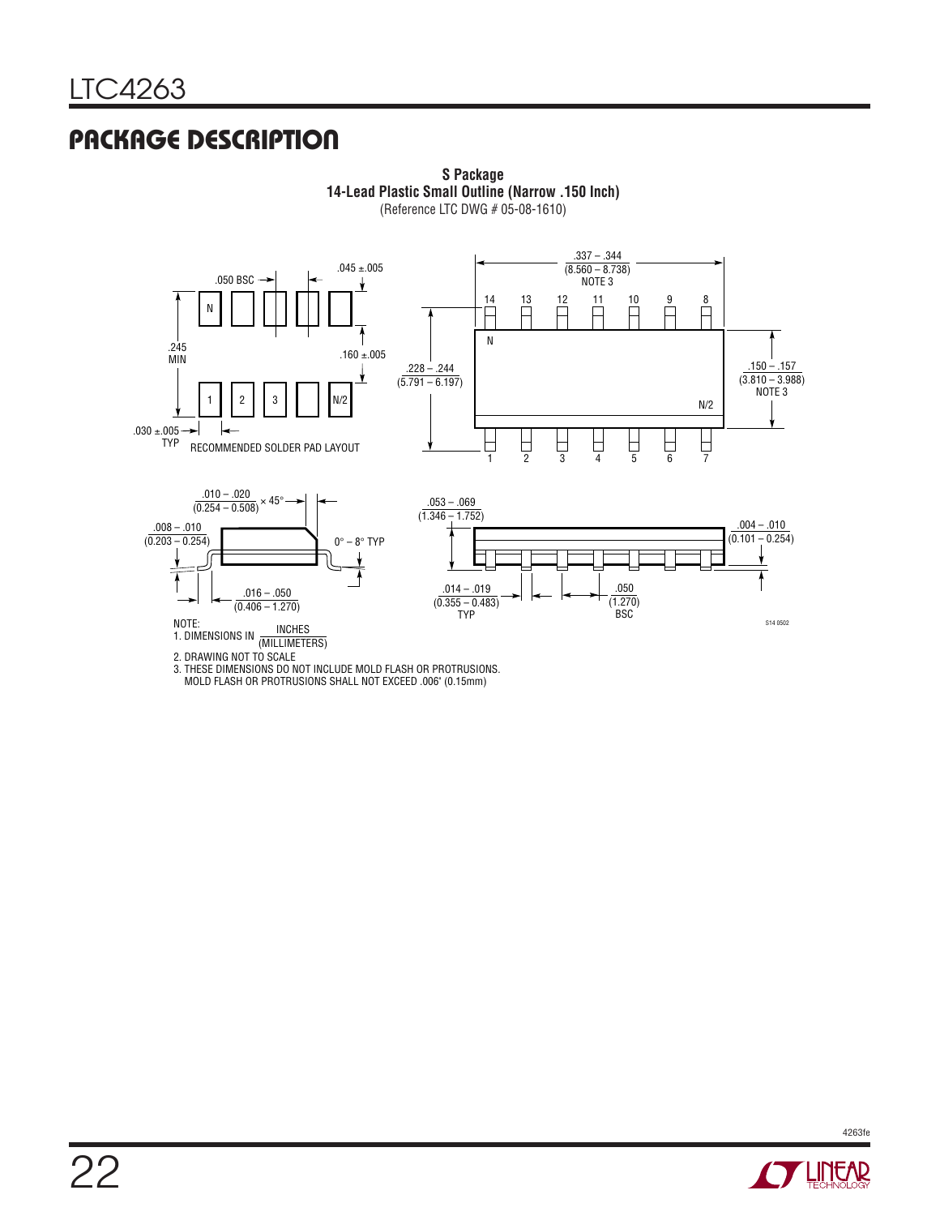## PACKAGE DESCRIPTION

**S Package**
**14-Lead Plastic Small Outline (Narrow .150 Inch)**
(Reference LTC DWG # 05-08-1610)

.050 BSC

.045 ±.005

.245 MIN

.160 ±.005

.030 ±.005 TYP

RECOMMENDED SOLDER PAD LAYOUT

.337 – .344 (8.560 – 8.738) NOTE 3

.228 – .244 (5.791 – 6.197)

.150 – .157 (3.810 – 3.988) NOTE 3

.010 – .020 (0.254 – 0.508) × 45°

.008 – .010 (0.203 – 0.254)

0° – 8° TYP

.016 – .050 (0.406 – 1.270)

.053 – .069 (1.346 – 1.752)

.004 – .010 (0.101 – 0.254)

.014 – .019 (0.355 – 0.483) TYP

.050 (1.270) BSC

S14 0502

NOTE:
1. DIMENSIONS IN $\frac{\text{INCHES}}{\text{(MILLIMETERS)}}$
2. DRAWING NOT TO SCALE
3. THESE DIMENSIONS DO NOT INCLUDE MOLD FLASH OR PROTRUSIONS.
MOLD FLASH OR PROTRUSIONS SHALL NOT EXCEED .006" (0.15mm)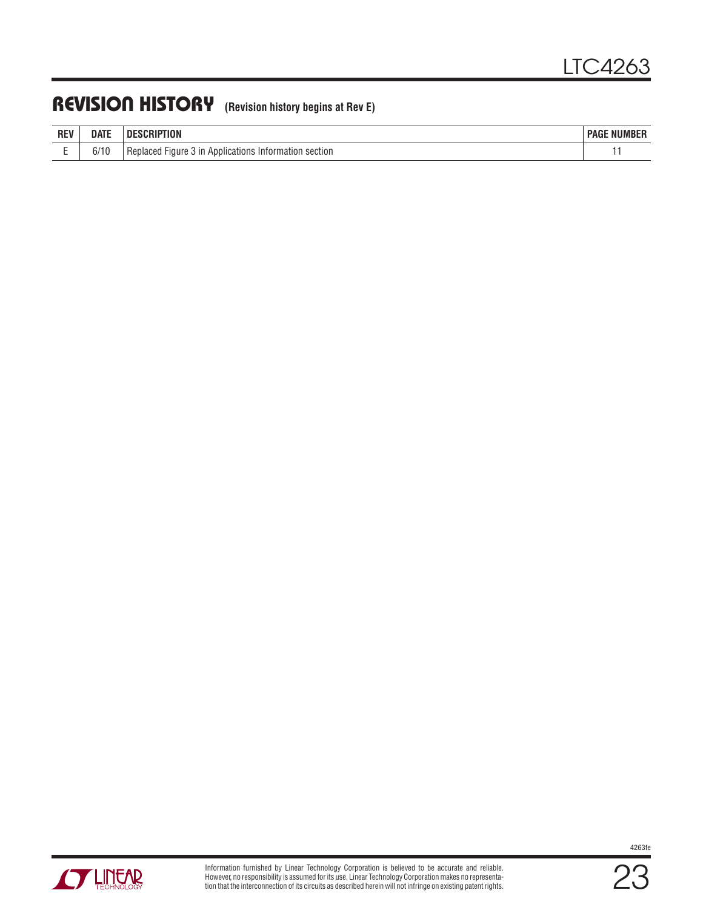## REVISION HISTORY (Revision history begins at Rev E)

| REV | DATE | DESCRIPTION | PAGE NUMBER |
| --- | --- | --- | --- |
| E | 6/10 | Replaced Figure 3 in Applications Information section | 11 |

Information furnished by Linear Technology Corporation is believed to be accurate and reliable. However, no responsibility is assumed for its use. Linear Technology Corporation makes no representation that the interconnection of its circuits as described herein will not infringe on existing patent rights.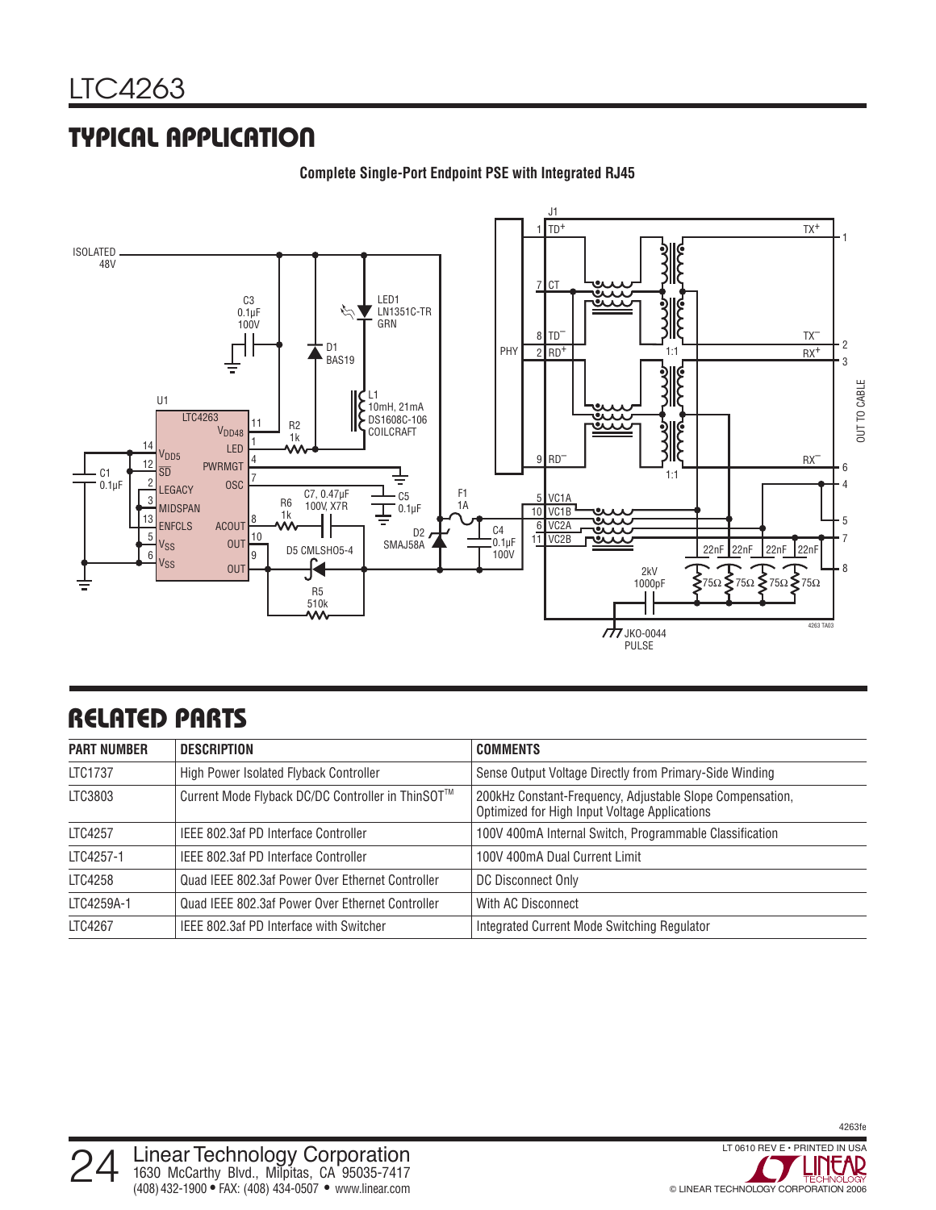## TYPICAL APPLICATION

**Complete Single-Port Endpoint PSE with Integrated RJ45**

ISOLATED 48V

C3 0.1µF 100V

LED1 LN1351C-TR GRN

D1 BAS19

L1 10mH, 21mA DS1608C-106 COILCRAFT

U1 LTC4263

R2 1k

C1 0.1µF

R6 1k

C7, 0.47µF 100V, X7R

C5 0.1µF

F1 1A

D2 SMAJ58A

C4 0.1µF 100V

D5 CMLSH05-4

R5 510k

J1

PHY

OUT TO CABLE

2kV 1000pF

JKO-0044 PULSE

4263 TA03

## RELATED PARTS

| PART NUMBER | DESCRIPTION | COMMENTS |
|---|---|---|
| LTC1737 | High Power Isolated Flyback Controller | Sense Output Voltage Directly from Primary-Side Winding |
| LTC3803 | Current Mode Flyback DC/DC Controller in ThinSOT™ | 200kHz Constant-Frequency, Adjustable Slope Compensation, Optimized for High Input Voltage Applications |
| LTC4257 | IEEE 802.3af PD Interface Controller | 100V 400mA Internal Switch, Programmable Classification |
| LTC4257-1 | IEEE 802.3af PD Interface Controller | 100V 400mA Dual Current Limit |
| LTC4258 | Quad IEEE 802.3af Power Over Ethernet Controller | DC Disconnect Only |
| LTC4259A-1 | Quad IEEE 802.3af Power Over Ethernet Controller | With AC Disconnect |
| LTC4267 | IEEE 802.3af PD Interface with Switcher | Integrated Current Mode Switching Regulator |

Linear Technology Corporation
1630 McCarthy Blvd., Milpitas, CA 95035-7417
(408) 432-1900 • FAX: (408) 434-0507 • www.linear.com

LT 0610 REV E • PRINTED IN USA

© LINEAR TECHNOLOGY CORPORATION 2006